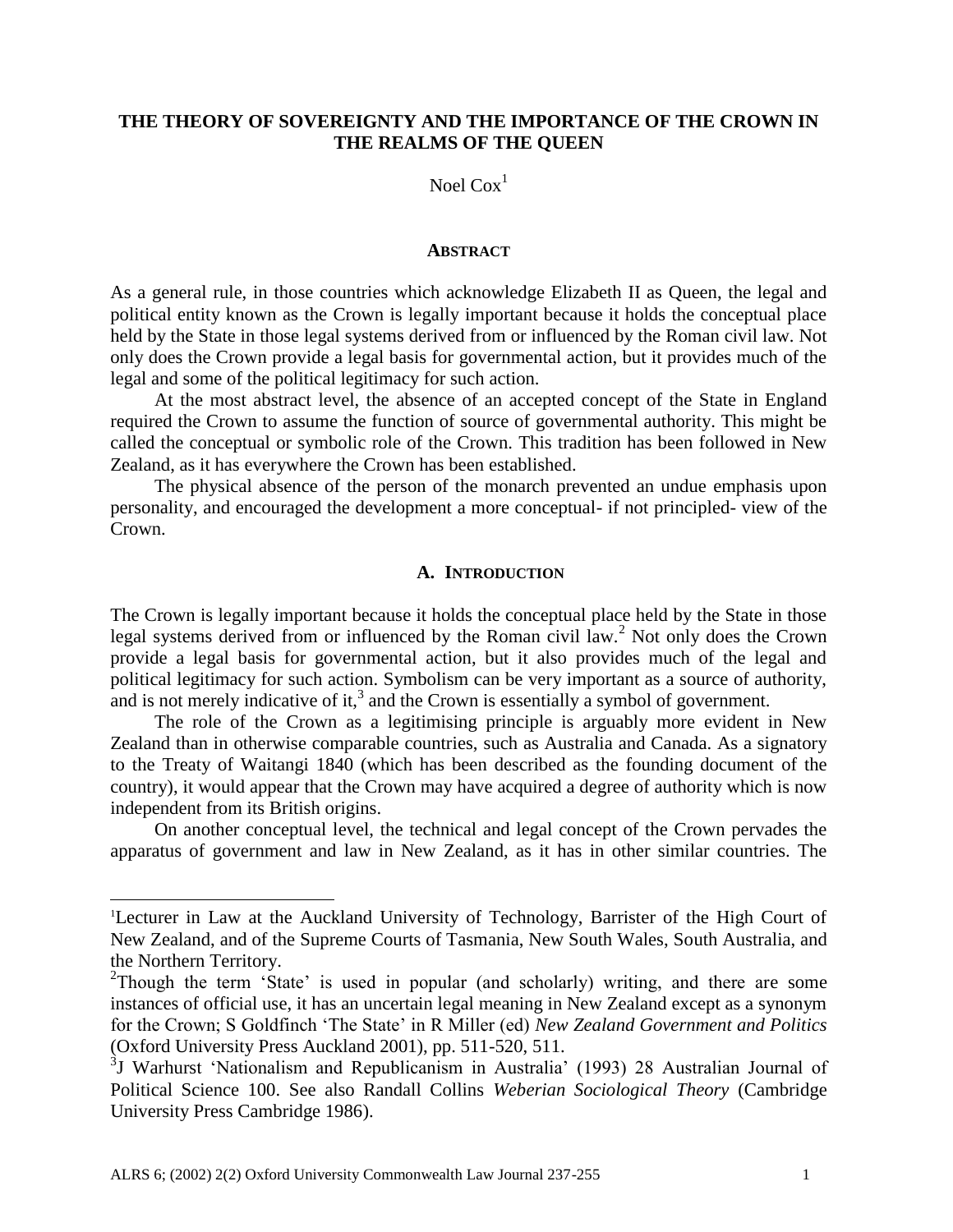# THE THEORY OF SOVEREIGNTY AND THE IMPORTANCE OF THE CROWN IN THE REALMS OF THE QUEEN

Noel Cox[1]

## ABSTRACT

As a general rule, in those countries which acknowledge Elizabeth II as Queen, the legal and political entity known as the Crown is legally important because it holds the conceptual place held by the State in those legal systems derived from or influenced by the Roman civil law. Not only does the Crown provide a legal basis for governmental action, but it provides much of the legal and some of the political legitimacy for such action.

At the most abstract level, the absence of an accepted concept of the State in England required the Crown to assume the function of source of governmental authority. This might be called the conceptual or symbolic role of the Crown. This tradition has been followed in New Zealand, as it has everywhere the Crown has been established.

The physical absence of the person of the monarch prevented an undue emphasis upon personality, and encouraged the development a more conceptual- if not principled- view of the Crown.

## A. INTRODUCTION

The Crown is legally important because it holds the conceptual place held by the State in those legal systems derived from or influenced by the Roman civil law.[2] Not only does the Crown provide a legal basis for governmental action, but it also provides much of the legal and political legitimacy for such action. Symbolism can be very important as a source of authority, and is not merely indicative of it,[3] and the Crown is essentially a symbol of government.

The role of the Crown as a legitimising principle is arguably more evident in New Zealand than in otherwise comparable countries, such as Australia and Canada. As a signatory to the Treaty of Waitangi 1840 (which has been described as the founding document of the country), it would appear that the Crown may have acquired a degree of authority which is now independent from its British origins.

On another conceptual level, the technical and legal concept of the Crown pervades the apparatus of government and law in New Zealand, as it has in other similar countries. The

---

[1]Lecturer in Law at the Auckland University of Technology, Barrister of the High Court of New Zealand, and of the Supreme Courts of Tasmania, New South Wales, South Australia, and the Northern Territory.

[2]Though the term 'State' is used in popular (and scholarly) writing, and there are some instances of official use, it has an uncertain legal meaning in New Zealand except as a synonym for the Crown; S Goldfinch 'The State' in R Miller (ed) *New Zealand Government and Politics* (Oxford University Press Auckland 2001), pp. 511-520, 511.

[3]J Warhurst 'Nationalism and Republicanism in Australia' (1993) 28 Australian Journal of Political Science 100. See also Randall Collins *Weberian Sociological Theory* (Cambridge University Press Cambridge 1986).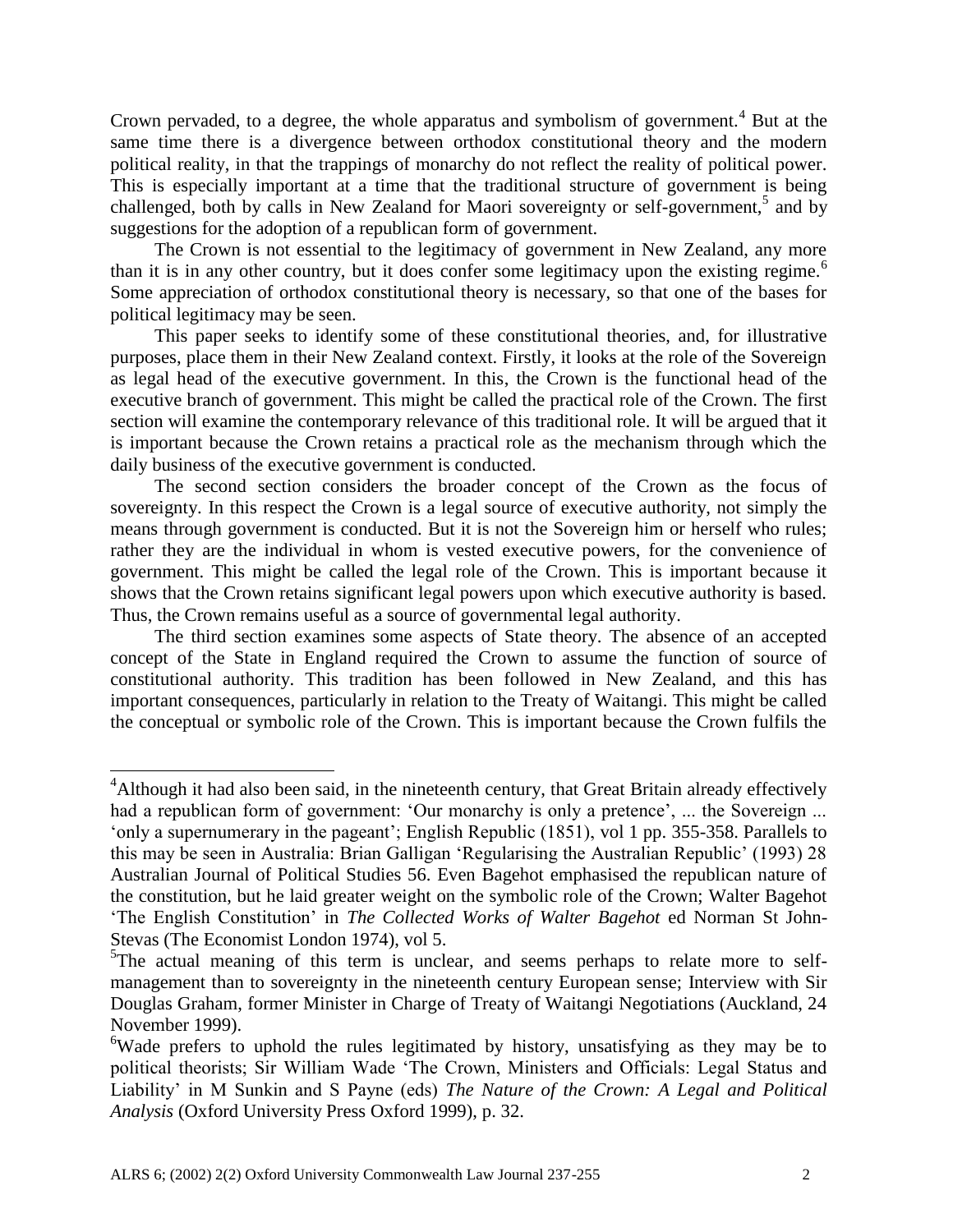Crown pervaded, to a degree, the whole apparatus and symbolism of government.[4] But at the same time there is a divergence between orthodox constitutional theory and the modern political reality, in that the trappings of monarchy do not reflect the reality of political power. This is especially important at a time that the traditional structure of government is being challenged, both by calls in New Zealand for Maori sovereignty or self-government,[5] and by suggestions for the adoption of a republican form of government.

The Crown is not essential to the legitimacy of government in New Zealand, any more than it is in any other country, but it does confer some legitimacy upon the existing regime.[6] Some appreciation of orthodox constitutional theory is necessary, so that one of the bases for political legitimacy may be seen.

This paper seeks to identify some of these constitutional theories, and, for illustrative purposes, place them in their New Zealand context. Firstly, it looks at the role of the Sovereign as legal head of the executive government. In this, the Crown is the functional head of the executive branch of government. This might be called the practical role of the Crown. The first section will examine the contemporary relevance of this traditional role. It will be argued that it is important because the Crown retains a practical role as the mechanism through which the daily business of the executive government is conducted.

The second section considers the broader concept of the Crown as the focus of sovereignty. In this respect the Crown is a legal source of executive authority, not simply the means through government is conducted. But it is not the Sovereign him or herself who rules; rather they are the individual in whom is vested executive powers, for the convenience of government. This might be called the legal role of the Crown. This is important because it shows that the Crown retains significant legal powers upon which executive authority is based. Thus, the Crown remains useful as a source of governmental legal authority.

The third section examines some aspects of State theory. The absence of an accepted concept of the State in England required the Crown to assume the function of source of constitutional authority. This tradition has been followed in New Zealand, and this has important consequences, particularly in relation to the Treaty of Waitangi. This might be called the conceptual or symbolic role of the Crown. This is important because the Crown fulfils the

---

[4] Although it had also been said, in the nineteenth century, that Great Britain already effectively had a republican form of government: 'Our monarchy is only a pretence', ... the Sovereign ... 'only a supernumerary in the pageant'; English Republic (1851), vol 1 pp. 355-358. Parallels to this may be seen in Australia: Brian Galligan 'Regularising the Australian Republic' (1993) 28 Australian Journal of Political Studies 56. Even Bagehot emphasised the republican nature of the constitution, but he laid greater weight on the symbolic role of the Crown; Walter Bagehot 'The English Constitution' in *The Collected Works of Walter Bagehot* ed Norman St John-Stevas (The Economist London 1974), vol 5.

[5] The actual meaning of this term is unclear, and seems perhaps to relate more to self-management than to sovereignty in the nineteenth century European sense; Interview with Sir Douglas Graham, former Minister in Charge of Treaty of Waitangi Negotiations (Auckland, 24 November 1999).

[6] Wade prefers to uphold the rules legitimated by history, unsatisfying as they may be to political theorists; Sir William Wade 'The Crown, Ministers and Officials: Legal Status and Liability' in M Sunkin and S Payne (eds) *The Nature of the Crown: A Legal and Political Analysis* (Oxford University Press Oxford 1999), p. 32.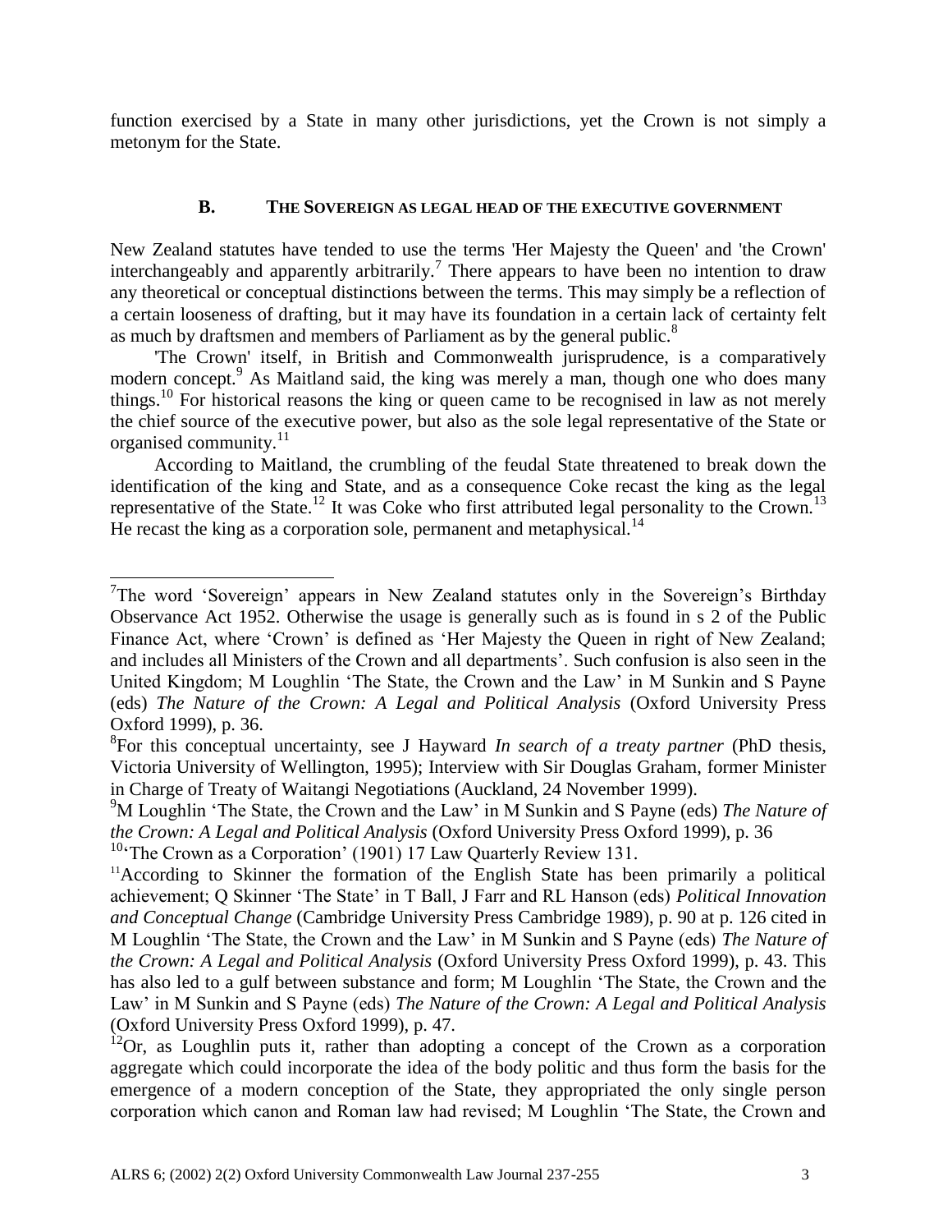function exercised by a State in many other jurisdictions, yet the Crown is not simply a metonym for the State.

### B. THE SOVEREIGN AS LEGAL HEAD OF THE EXECUTIVE GOVERNMENT

New Zealand statutes have tended to use the terms 'Her Majesty the Queen' and 'the Crown' interchangeably and apparently arbitrarily.[7] There appears to have been no intention to draw any theoretical or conceptual distinctions between the terms. This may simply be a reflection of a certain looseness of drafting, but it may have its foundation in a certain lack of certainty felt as much by draftsmen and members of Parliament as by the general public.[8]

'The Crown' itself, in British and Commonwealth jurisprudence, is a comparatively modern concept.[9] As Maitland said, the king was merely a man, though one who does many things.[10] For historical reasons the king or queen came to be recognised in law as not merely the chief source of the executive power, but also as the sole legal representative of the State or organised community.[11]

According to Maitland, the crumbling of the feudal State threatened to break down the identification of the king and State, and as a consequence Coke recast the king as the legal representative of the State.[12] It was Coke who first attributed legal personality to the Crown.[13] He recast the king as a corporation sole, permanent and metaphysical.[14]

---

[7]The word 'Sovereign' appears in New Zealand statutes only in the Sovereign's Birthday Observance Act 1952. Otherwise the usage is generally such as is found in s 2 of the Public Finance Act, where 'Crown' is defined as 'Her Majesty the Queen in right of New Zealand; and includes all Ministers of the Crown and all departments'. Such confusion is also seen in the United Kingdom; M Loughlin 'The State, the Crown and the Law' in M Sunkin and S Payne (eds) *The Nature of the Crown: A Legal and Political Analysis* (Oxford University Press Oxford 1999), p. 36.

[8]For this conceptual uncertainty, see J Hayward *In search of a treaty partner* (PhD thesis, Victoria University of Wellington, 1995); Interview with Sir Douglas Graham, former Minister in Charge of Treaty of Waitangi Negotiations (Auckland, 24 November 1999).

[9]M Loughlin 'The State, the Crown and the Law' in M Sunkin and S Payne (eds) *The Nature of the Crown: A Legal and Political Analysis* (Oxford University Press Oxford 1999), p. 36

[10]'The Crown as a Corporation' (1901) 17 Law Quarterly Review 131.

[11]According to Skinner the formation of the English State has been primarily a political achievement; Q Skinner 'The State' in T Ball, J Farr and RL Hanson (eds) *Political Innovation and Conceptual Change* (Cambridge University Press Cambridge 1989), p. 90 at p. 126 cited in M Loughlin 'The State, the Crown and the Law' in M Sunkin and S Payne (eds) *The Nature of the Crown: A Legal and Political Analysis* (Oxford University Press Oxford 1999), p. 43. This has also led to a gulf between substance and form; M Loughlin 'The State, the Crown and the Law' in M Sunkin and S Payne (eds) *The Nature of the Crown: A Legal and Political Analysis* (Oxford University Press Oxford 1999), p. 47.

[12]Or, as Loughlin puts it, rather than adopting a concept of the Crown as a corporation aggregate which could incorporate the idea of the body politic and thus form the basis for the emergence of a modern conception of the State, they appropriated the only single person corporation which canon and Roman law had revised; M Loughlin 'The State, the Crown and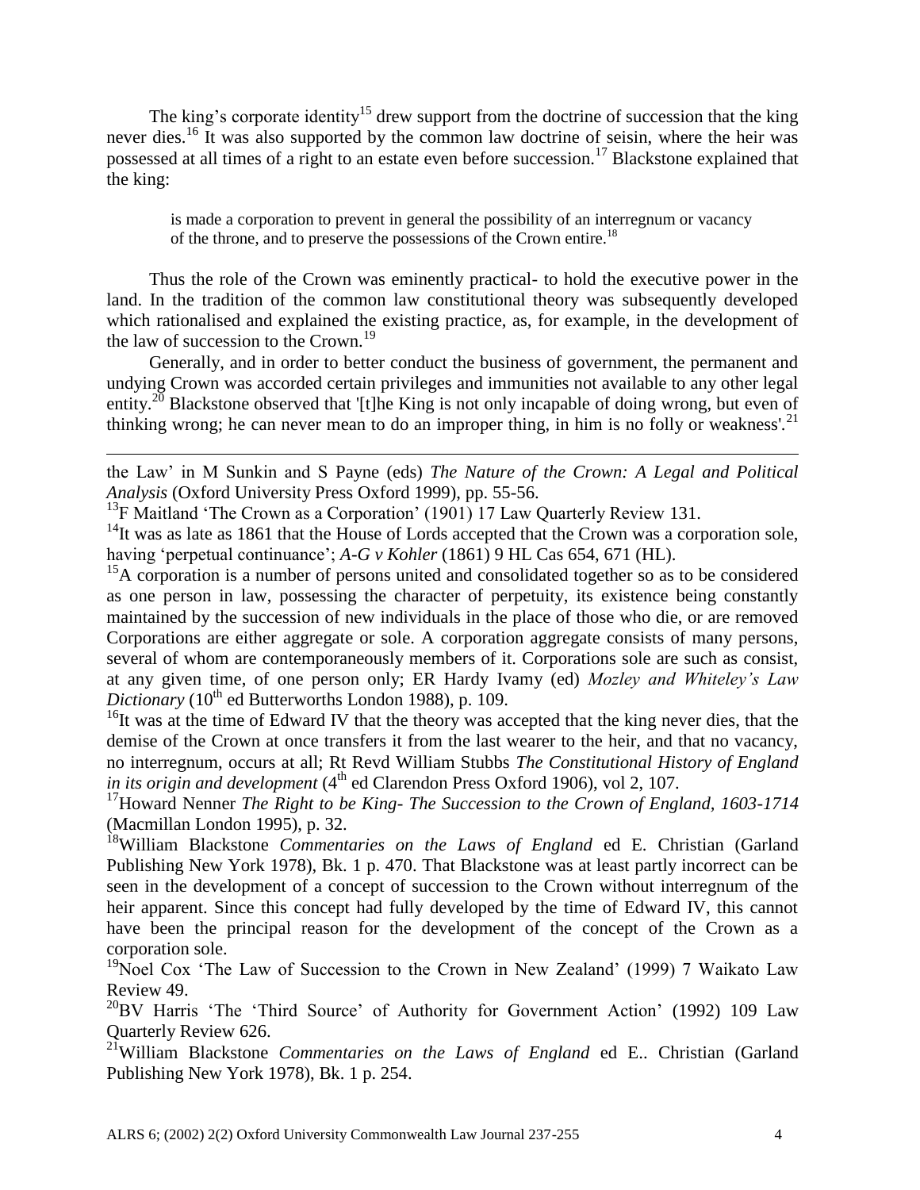The king's corporate identity[15] drew support from the doctrine of succession that the king never dies.[16] It was also supported by the common law doctrine of seisin, where the heir was possessed at all times of a right to an estate even before succession.[17] Blackstone explained that the king:

> is made a corporation to prevent in general the possibility of an interregnum or vacancy of the throne, and to preserve the possessions of the Crown entire.[18]

Thus the role of the Crown was eminently practical- to hold the executive power in the land. In the tradition of the common law constitutional theory was subsequently developed which rationalised and explained the existing practice, as, for example, in the development of the law of succession to the Crown.[19]

Generally, and in order to better conduct the business of government, the permanent and undying Crown was accorded certain privileges and immunities not available to any other legal entity.[20] Blackstone observed that '[t]he King is not only incapable of doing wrong, but even of thinking wrong; he can never mean to do an improper thing, in him is no folly or weakness'.[21]

---

the Law' in M Sunkin and S Payne (eds) *The Nature of the Crown: A Legal and Political Analysis* (Oxford University Press Oxford 1999), pp. 55-56.

[13]F Maitland 'The Crown as a Corporation' (1901) 17 Law Quarterly Review 131.

[14]It was as late as 1861 that the House of Lords accepted that the Crown was a corporation sole, having 'perpetual continuance'; *A-G v Kohler* (1861) 9 HL Cas 654, 671 (HL).

[15]A corporation is a number of persons united and consolidated together so as to be considered as one person in law, possessing the character of perpetuity, its existence being constantly maintained by the succession of new individuals in the place of those who die, or are removed Corporations are either aggregate or sole. A corporation aggregate consists of many persons, several of whom are contemporaneously members of it. Corporations sole are such as consist, at any given time, of one person only; ER Hardy Ivamy (ed) *Mozley and Whiteley's Law Dictionary* (10th ed Butterworths London 1988), p. 109.

[16]It was at the time of Edward IV that the theory was accepted that the king never dies, that the demise of the Crown at once transfers it from the last wearer to the heir, and that no vacancy, no interregnum, occurs at all; Rt Revd William Stubbs *The Constitutional History of England in its origin and development* (4th ed Clarendon Press Oxford 1906), vol 2, 107.

[17]Howard Nenner *The Right to be King- The Succession to the Crown of England, 1603-1714* (Macmillan London 1995), p. 32.

[18]William Blackstone *Commentaries on the Laws of England* ed E. Christian (Garland Publishing New York 1978), Bk. 1 p. 470. That Blackstone was at least partly incorrect can be seen in the development of a concept of succession to the Crown without interregnum of the heir apparent. Since this concept had fully developed by the time of Edward IV, this cannot have been the principal reason for the development of the concept of the Crown as a corporation sole.

[19]Noel Cox 'The Law of Succession to the Crown in New Zealand' (1999) 7 Waikato Law Review 49.

[20]BV Harris 'The 'Third Source' of Authority for Government Action' (1992) 109 Law Quarterly Review 626.

[21]William Blackstone *Commentaries on the Laws of England* ed E.. Christian (Garland Publishing New York 1978), Bk. 1 p. 254.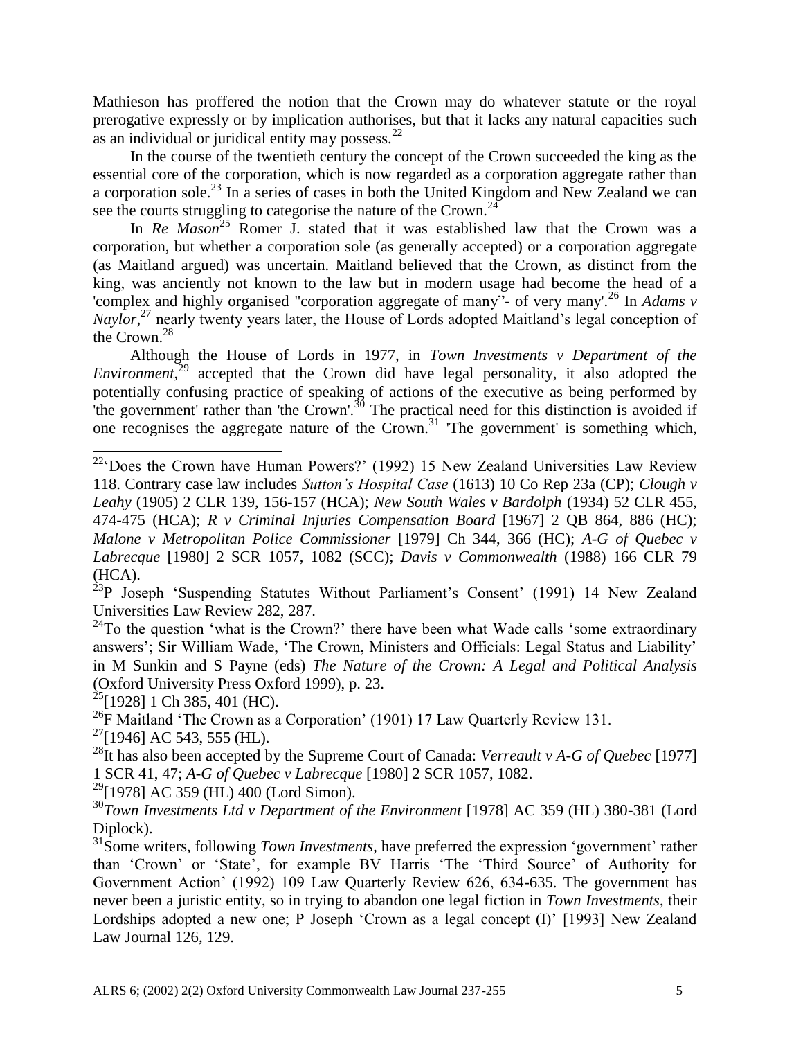Mathieson has proffered the notion that the Crown may do whatever statute or the royal prerogative expressly or by implication authorises, but that it lacks any natural capacities such as an individual or juridical entity may possess.[22]

In the course of the twentieth century the concept of the Crown succeeded the king as the essential core of the corporation, which is now regarded as a corporation aggregate rather than a corporation sole.[23] In a series of cases in both the United Kingdom and New Zealand we can see the courts struggling to categorise the nature of the Crown.[24]

In *Re Mason*[25] Romer J. stated that it was established law that the Crown was a corporation, but whether a corporation sole (as generally accepted) or a corporation aggregate (as Maitland argued) was uncertain. Maitland believed that the Crown, as distinct from the king, was anciently not known to the law but in modern usage had become the head of a 'complex and highly organised "corporation aggregate of many"- of very many'.[26] In *Adams v Naylor*,[27] nearly twenty years later, the House of Lords adopted Maitland's legal conception of the Crown.[28]

Although the House of Lords in 1977, in *Town Investments v Department of the Environment*,[29] accepted that the Crown did have legal personality, it also adopted the potentially confusing practice of speaking of actions of the executive as being performed by 'the government' rather than 'the Crown'.[30] The practical need for this distinction is avoided if one recognises the aggregate nature of the Crown.[31] 'The government' is something which,

---

[22] 'Does the Crown have Human Powers?' (1992) 15 New Zealand Universities Law Review 118. Contrary case law includes *Sutton's Hospital Case* (1613) 10 Co Rep 23a (CP); *Clough v Leahy* (1905) 2 CLR 139, 156-157 (HCA); *New South Wales v Bardolph* (1934) 52 CLR 455, 474-475 (HCA); *R v Criminal Injuries Compensation Board* [1967] 2 QB 864, 886 (HC); *Malone v Metropolitan Police Commissioner* [1979] Ch 344, 366 (HC); *A-G of Quebec v Labrecque* [1980] 2 SCR 1057, 1082 (SCC); *Davis v Commonwealth* (1988) 166 CLR 79 (HCA).

[23] P Joseph 'Suspending Statutes Without Parliament's Consent' (1991) 14 New Zealand Universities Law Review 282, 287.

[24] To the question 'what is the Crown?' there have been what Wade calls 'some extraordinary answers'; Sir William Wade, 'The Crown, Ministers and Officials: Legal Status and Liability' in M Sunkin and S Payne (eds) *The Nature of the Crown: A Legal and Political Analysis* (Oxford University Press Oxford 1999), p. 23.

[25] [1928] 1 Ch 385, 401 (HC).

[26] F Maitland 'The Crown as a Corporation' (1901) 17 Law Quarterly Review 131.

[27] [1946] AC 543, 555 (HL).

[28] It has also been accepted by the Supreme Court of Canada: *Verreault v A-G of Quebec* [1977] 1 SCR 41, 47; *A-G of Quebec v Labrecque* [1980] 2 SCR 1057, 1082.

[29] [1978] AC 359 (HL) 400 (Lord Simon).

[30] *Town Investments Ltd v Department of the Environment* [1978] AC 359 (HL) 380-381 (Lord Diplock).

[31] Some writers, following *Town Investments*, have preferred the expression 'government' rather than 'Crown' or 'State', for example BV Harris 'The 'Third Source' of Authority for Government Action' (1992) 109 Law Quarterly Review 626, 634-635. The government has never been a juristic entity, so in trying to abandon one legal fiction in *Town Investments*, their Lordships adopted a new one; P Joseph 'Crown as a legal concept (I)' [1993] New Zealand Law Journal 126, 129.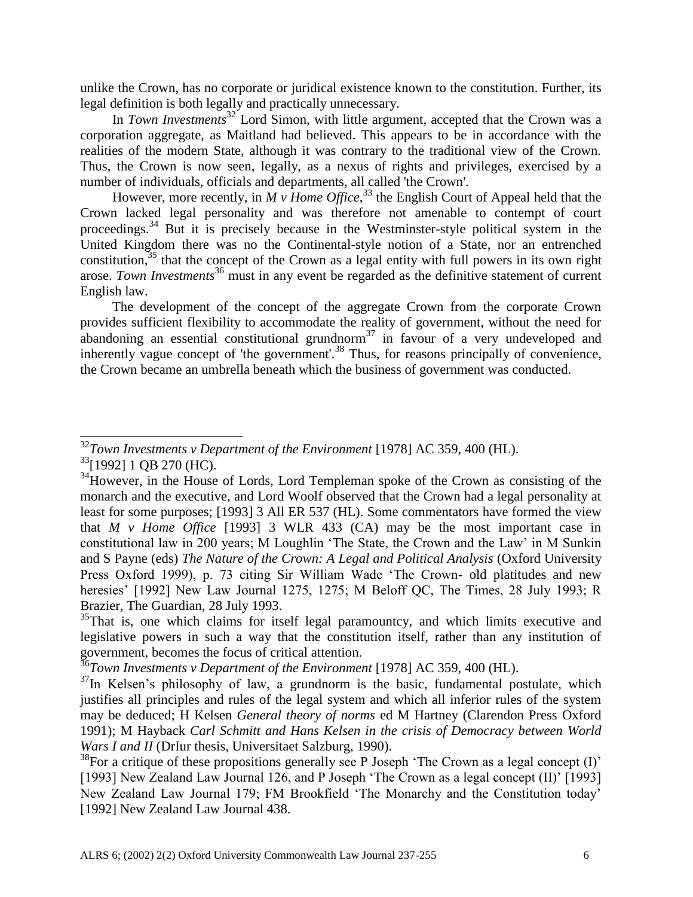unlike the Crown, has no corporate or juridical existence known to the constitution. Further, its legal definition is both legally and practically unnecessary.

In *Town Investments*[32] Lord Simon, with little argument, accepted that the Crown was a corporation aggregate, as Maitland had believed. This appears to be in accordance with the realities of the modern State, although it was contrary to the traditional view of the Crown. Thus, the Crown is now seen, legally, as a nexus of rights and privileges, exercised by a number of individuals, officials and departments, all called 'the Crown'.

However, more recently, in *M v Home Office*,[33] the English Court of Appeal held that the Crown lacked legal personality and was therefore not amenable to contempt of court proceedings.[34] But it is precisely because in the Westminster-style political system in the United Kingdom there was no the Continental-style notion of a State, nor an entrenched constitution,[35] that the concept of the Crown as a legal entity with full powers in its own right arose. *Town Investments*[36] must in any event be regarded as the definitive statement of current English law.

The development of the concept of the aggregate Crown from the corporate Crown provides sufficient flexibility to accommodate the reality of government, without the need for abandoning an essential constitutional grundnorm[37] in favour of a very undeveloped and inherently vague concept of 'the government'.[38] Thus, for reasons principally of convenience, the Crown became an umbrella beneath which the business of government was conducted.

---

[32] *Town Investments v Department of the Environment* [1978] AC 359, 400 (HL).

[33] [1992] 1 QB 270 (HC).

[34] However, in the House of Lords, Lord Templeman spoke of the Crown as consisting of the monarch and the executive, and Lord Woolf observed that the Crown had a legal personality at least for some purposes; [1993] 3 All ER 537 (HL). Some commentators have formed the view that *M v Home Office* [1993] 3 WLR 433 (CA) may be the most important case in constitutional law in 200 years; M Loughlin 'The State, the Crown and the Law' in M Sunkin and S Payne (eds) *The Nature of the Crown: A Legal and Political Analysis* (Oxford University Press Oxford 1999), p. 73 citing Sir William Wade 'The Crown- old platitudes and new heresies' [1992] New Law Journal 1275, 1275; M Beloff QC, The Times, 28 July 1993; R Brazier, The Guardian, 28 July 1993.

[35] That is, one which claims for itself legal paramountcy, and which limits executive and legislative powers in such a way that the constitution itself, rather than any institution of government, becomes the focus of critical attention.

[36] *Town Investments v Department of the Environment* [1978] AC 359, 400 (HL).

[37] In Kelsen's philosophy of law, a grundnorm is the basic, fundamental postulate, which justifies all principles and rules of the legal system and which all inferior rules of the system may be deduced; H Kelsen *General theory of norms* ed M Hartney (Clarendon Press Oxford 1991); M Hayback *Carl Schmitt and Hans Kelsen in the crisis of Democracy between World Wars I and II* (DrIur thesis, Universitaet Salzburg, 1990).

[38] For a critique of these propositions generally see P Joseph 'The Crown as a legal concept (I)' [1993] New Zealand Law Journal 126, and P Joseph 'The Crown as a legal concept (II)' [1993] New Zealand Law Journal 179; FM Brookfield 'The Monarchy and the Constitution today' [1992] New Zealand Law Journal 438.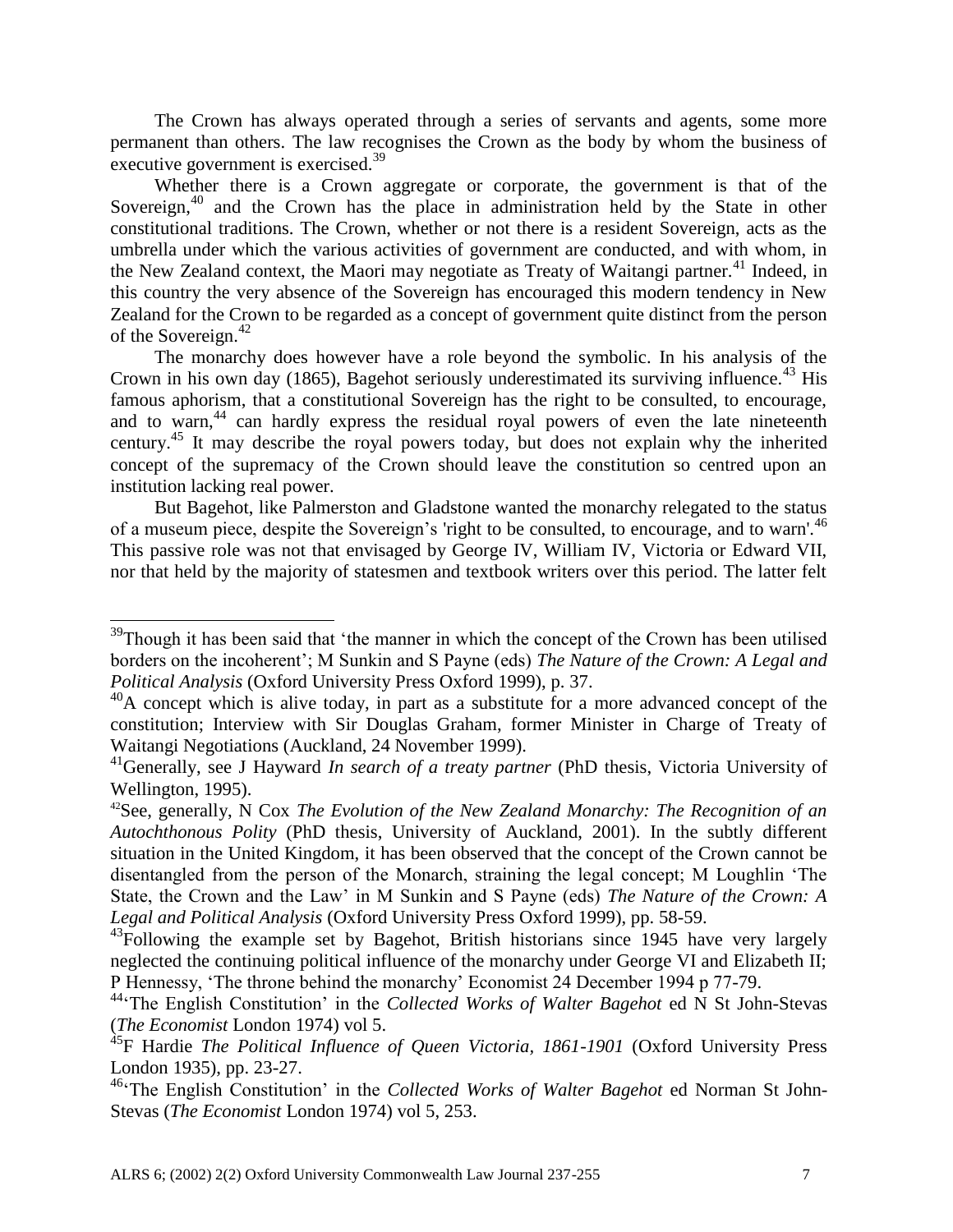The Crown has always operated through a series of servants and agents, some more permanent than others. The law recognises the Crown as the body by whom the business of executive government is exercised.[39]

Whether there is a Crown aggregate or corporate, the government is that of the Sovereign,[40] and the Crown has the place in administration held by the State in other constitutional traditions. The Crown, whether or not there is a resident Sovereign, acts as the umbrella under which the various activities of government are conducted, and with whom, in the New Zealand context, the Maori may negotiate as Treaty of Waitangi partner.[41] Indeed, in this country the very absence of the Sovereign has encouraged this modern tendency in New Zealand for the Crown to be regarded as a concept of government quite distinct from the person of the Sovereign.[42]

The monarchy does however have a role beyond the symbolic. In his analysis of the Crown in his own day (1865), Bagehot seriously underestimated its surviving influence.[43] His famous aphorism, that a constitutional Sovereign has the right to be consulted, to encourage, and to warn,[44] can hardly express the residual royal powers of even the late nineteenth century.[45] It may describe the royal powers today, but does not explain why the inherited concept of the supremacy of the Crown should leave the constitution so centred upon an institution lacking real power.

But Bagehot, like Palmerston and Gladstone wanted the monarchy relegated to the status of a museum piece, despite the Sovereign's 'right to be consulted, to encourage, and to warn'.[46] This passive role was not that envisaged by George IV, William IV, Victoria or Edward VII, nor that held by the majority of statesmen and textbook writers over this period. The latter felt

---

[39] Though it has been said that 'the manner in which the concept of the Crown has been utilised borders on the incoherent'; M Sunkin and S Payne (eds) *The Nature of the Crown: A Legal and Political Analysis* (Oxford University Press Oxford 1999), p. 37.

[40] A concept which is alive today, in part as a substitute for a more advanced concept of the constitution; Interview with Sir Douglas Graham, former Minister in Charge of Treaty of Waitangi Negotiations (Auckland, 24 November 1999).

[41] Generally, see J Hayward *In search of a treaty partner* (PhD thesis, Victoria University of Wellington, 1995).

[42] See, generally, N Cox *The Evolution of the New Zealand Monarchy: The Recognition of an Autochthonous Polity* (PhD thesis, University of Auckland, 2001). In the subtly different situation in the United Kingdom, it has been observed that the concept of the Crown cannot be disentangled from the person of the Monarch, straining the legal concept; M Loughlin 'The State, the Crown and the Law' in M Sunkin and S Payne (eds) *The Nature of the Crown: A Legal and Political Analysis* (Oxford University Press Oxford 1999), pp. 58-59.

[43] Following the example set by Bagehot, British historians since 1945 have very largely neglected the continuing political influence of the monarchy under George VI and Elizabeth II; P Hennessy, 'The throne behind the monarchy' Economist 24 December 1994 p 77-79.

[44] 'The English Constitution' in the *Collected Works of Walter Bagehot* ed N St John-Stevas (*The Economist* London 1974) vol 5.

[45] F Hardie *The Political Influence of Queen Victoria, 1861-1901* (Oxford University Press London 1935), pp. 23-27.

[46] 'The English Constitution' in the *Collected Works of Walter Bagehot* ed Norman St John-Stevas (*The Economist* London 1974) vol 5, 253.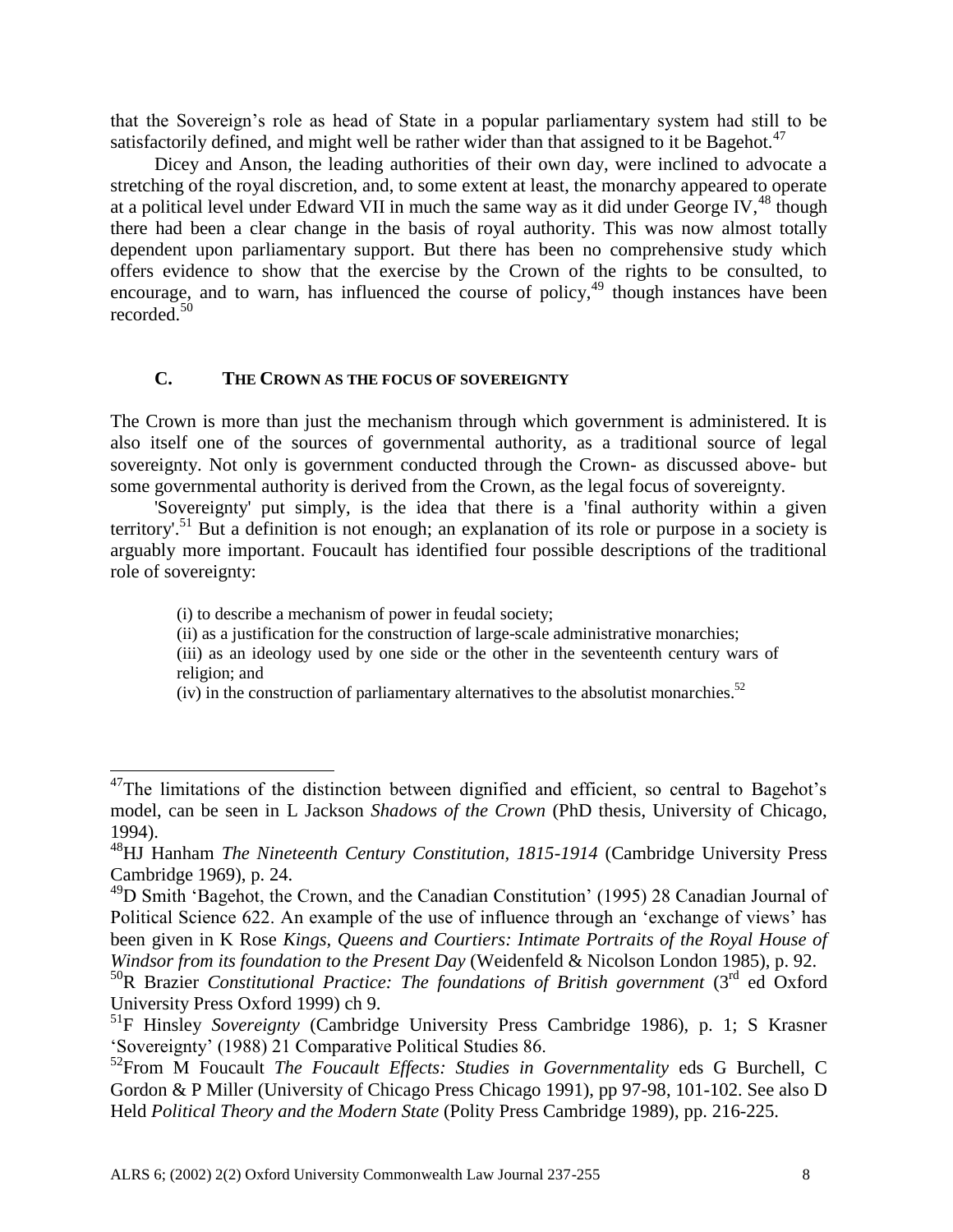that the Sovereign's role as head of State in a popular parliamentary system had still to be satisfactorily defined, and might well be rather wider than that assigned to it be Bagehot.[47]

Dicey and Anson, the leading authorities of their own day, were inclined to advocate a stretching of the royal discretion, and, to some extent at least, the monarchy appeared to operate at a political level under Edward VII in much the same way as it did under George IV,[48] though there had been a clear change in the basis of royal authority. This was now almost totally dependent upon parliamentary support. But there has been no comprehensive study which offers evidence to show that the exercise by the Crown of the rights to be consulted, to encourage, and to warn, has influenced the course of policy,[49] though instances have been recorded.[50]

### C. THE CROWN AS THE FOCUS OF SOVEREIGNTY

The Crown is more than just the mechanism through which government is administered. It is also itself one of the sources of governmental authority, as a traditional source of legal sovereignty. Not only is government conducted through the Crown- as discussed above- but some governmental authority is derived from the Crown, as the legal focus of sovereignty.

'Sovereignty' put simply, is the idea that there is a 'final authority within a given territory'.[51] But a definition is not enough; an explanation of its role or purpose in a society is arguably more important. Foucault has identified four possible descriptions of the traditional role of sovereignty:

> (i) to describe a mechanism of power in feudal society;
> (ii) as a justification for the construction of large-scale administrative monarchies;
> (iii) as an ideology used by one side or the other in the seventeenth century wars of religion; and
> (iv) in the construction of parliamentary alternatives to the absolutist monarchies.[52]

---

[47] The limitations of the distinction between dignified and efficient, so central to Bagehot's model, can be seen in L Jackson *Shadows of the Crown* (PhD thesis, University of Chicago, 1994).

[48] HJ Hanham *The Nineteenth Century Constitution, 1815-1914* (Cambridge University Press Cambridge 1969), p. 24.

[49] D Smith 'Bagehot, the Crown, and the Canadian Constitution' (1995) 28 Canadian Journal of Political Science 622. An example of the use of influence through an 'exchange of views' has been given in K Rose *Kings, Queens and Courtiers: Intimate Portraits of the Royal House of Windsor from its foundation to the Present Day* (Weidenfeld & Nicolson London 1985), p. 92.

[50] R Brazier *Constitutional Practice: The foundations of British government* (3rd ed Oxford University Press Oxford 1999) ch 9.

[51] F Hinsley *Sovereignty* (Cambridge University Press Cambridge 1986), p. 1; S Krasner 'Sovereignty' (1988) 21 Comparative Political Studies 86.

[52] From M Foucault *The Foucault Effects: Studies in Governmentality* eds G Burchell, C Gordon & P Miller (University of Chicago Press Chicago 1991), pp 97-98, 101-102. See also D Held *Political Theory and the Modern State* (Polity Press Cambridge 1989), pp. 216-225.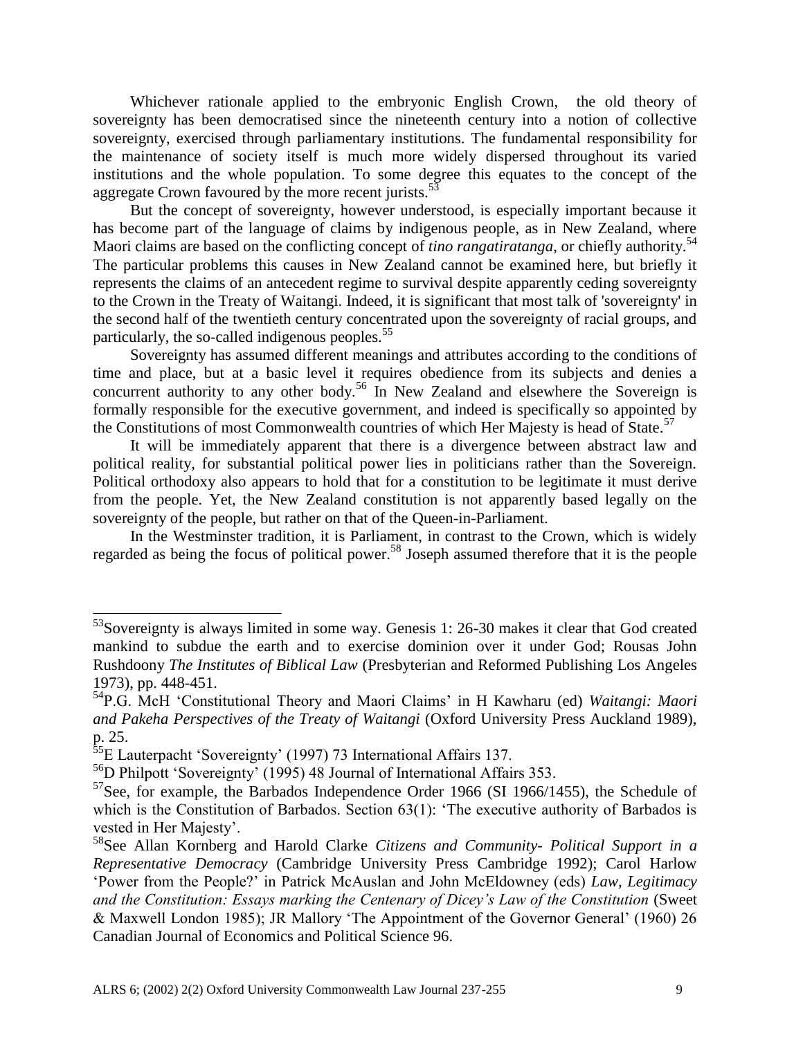Whichever rationale applied to the embryonic English Crown, the old theory of sovereignty has been democratised since the nineteenth century into a notion of collective sovereignty, exercised through parliamentary institutions. The fundamental responsibility for the maintenance of society itself is much more widely dispersed throughout its varied institutions and the whole population. To some degree this equates to the concept of the aggregate Crown favoured by the more recent jurists.[53]

But the concept of sovereignty, however understood, is especially important because it has become part of the language of claims by indigenous people, as in New Zealand, where Maori claims are based on the conflicting concept of *tino rangatiratanga*, or chiefly authority.[54] The particular problems this causes in New Zealand cannot be examined here, but briefly it represents the claims of an antecedent regime to survival despite apparently ceding sovereignty to the Crown in the Treaty of Waitangi. Indeed, it is significant that most talk of 'sovereignty' in the second half of the twentieth century concentrated upon the sovereignty of racial groups, and particularly, the so-called indigenous peoples.[55]

Sovereignty has assumed different meanings and attributes according to the conditions of time and place, but at a basic level it requires obedience from its subjects and denies a concurrent authority to any other body.[56] In New Zealand and elsewhere the Sovereign is formally responsible for the executive government, and indeed is specifically so appointed by the Constitutions of most Commonwealth countries of which Her Majesty is head of State.[57]

It will be immediately apparent that there is a divergence between abstract law and political reality, for substantial political power lies in politicians rather than the Sovereign. Political orthodoxy also appears to hold that for a constitution to be legitimate it must derive from the people. Yet, the New Zealand constitution is not apparently based legally on the sovereignty of the people, but rather on that of the Queen-in-Parliament.

In the Westminster tradition, it is Parliament, in contrast to the Crown, which is widely regarded as being the focus of political power.[58] Joseph assumed therefore that it is the people

---

[53]Sovereignty is always limited in some way. Genesis 1: 26-30 makes it clear that God created mankind to subdue the earth and to exercise dominion over it under God; Rousas John Rushdoony *The Institutes of Biblical Law* (Presbyterian and Reformed Publishing Los Angeles 1973), pp. 448-451.

[54]P.G. McH 'Constitutional Theory and Maori Claims' in H Kawharu (ed) *Waitangi: Maori and Pakeha Perspectives of the Treaty of Waitangi* (Oxford University Press Auckland 1989), p. 25.

[55]E Lauterpacht 'Sovereignty' (1997) 73 International Affairs 137.

[56]D Philpott 'Sovereignty' (1995) 48 Journal of International Affairs 353.

[57]See, for example, the Barbados Independence Order 1966 (SI 1966/1455), the Schedule of which is the Constitution of Barbados. Section 63(1): 'The executive authority of Barbados is vested in Her Majesty'.

[58]See Allan Kornberg and Harold Clarke *Citizens and Community- Political Support in a Representative Democracy* (Cambridge University Press Cambridge 1992); Carol Harlow 'Power from the People?' in Patrick McAuslan and John McEldowney (eds) *Law, Legitimacy and the Constitution: Essays marking the Centenary of Dicey's Law of the Constitution* (Sweet & Maxwell London 1985); JR Mallory 'The Appointment of the Governor General' (1960) 26 Canadian Journal of Economics and Political Science 96.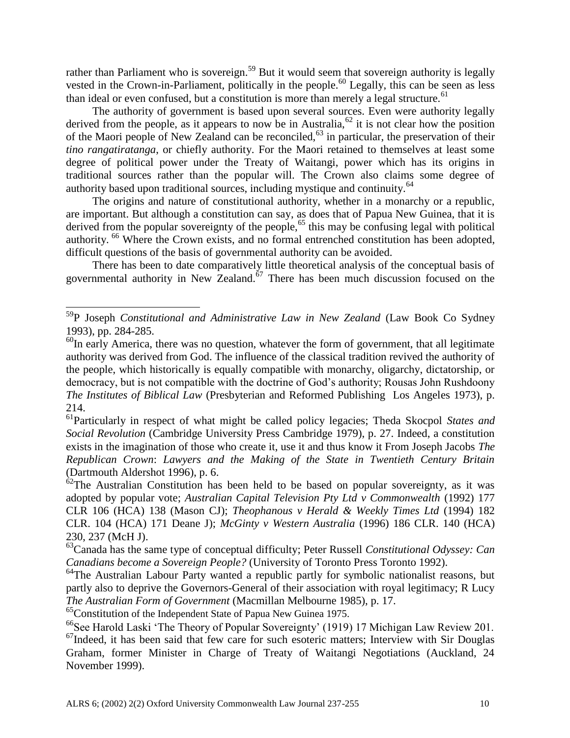rather than Parliament who is sovereign.[59] But it would seem that sovereign authority is legally vested in the Crown-in-Parliament, politically in the people.[60] Legally, this can be seen as less than ideal or even confused, but a constitution is more than merely a legal structure.[61]

The authority of government is based upon several sources. Even were authority legally derived from the people, as it appears to now be in Australia,[62] it is not clear how the position of the Maori people of New Zealand can be reconciled,[63] in particular, the preservation of their *tino rangatiratanga*, or chiefly authority. For the Maori retained to themselves at least some degree of political power under the Treaty of Waitangi, power which has its origins in traditional sources rather than the popular will. The Crown also claims some degree of authority based upon traditional sources, including mystique and continuity.[64]

The origins and nature of constitutional authority, whether in a monarchy or a republic, are important. But although a constitution can say, as does that of Papua New Guinea, that it is derived from the popular sovereignty of the people,[65] this may be confusing legal with political authority. [66] Where the Crown exists, and no formal entrenched constitution has been adopted, difficult questions of the basis of governmental authority can be avoided.

There has been to date comparatively little theoretical analysis of the conceptual basis of governmental authority in New Zealand.[67] There has been much discussion focused on the

---

[59] P Joseph *Constitutional and Administrative Law in New Zealand* (Law Book Co Sydney 1993), pp. 284-285.

[60] In early America, there was no question, whatever the form of government, that all legitimate authority was derived from God. The influence of the classical tradition revived the authority of the people, which historically is equally compatible with monarchy, oligarchy, dictatorship, or democracy, but is not compatible with the doctrine of God's authority; Rousas John Rushdoony *The Institutes of Biblical Law* (Presbyterian and Reformed Publishing Los Angeles 1973), p. 214.

[61] Particularly in respect of what might be called policy legacies; Theda Skocpol *States and Social Revolution* (Cambridge University Press Cambridge 1979), p. 27. Indeed, a constitution exists in the imagination of those who create it, use it and thus know it From Joseph Jacobs *The Republican Crown*: *Lawyers and the Making of the State in Twentieth Century Britain* (Dartmouth Aldershot 1996), p. 6.

[62] The Australian Constitution has been held to be based on popular sovereignty, as it was adopted by popular vote; *Australian Capital Television Pty Ltd v Commonwealth* (1992) 177 CLR 106 (HCA) 138 (Mason CJ); *Theophanous v Herald & Weekly Times Ltd* (1994) 182 CLR. 104 (HCA) 171 Deane J); *McGinty v Western Australia* (1996) 186 CLR. 140 (HCA) 230, 237 (McH J).

[63] Canada has the same type of conceptual difficulty; Peter Russell *Constitutional Odyssey: Can Canadians become a Sovereign People?* (University of Toronto Press Toronto 1992).

[64] The Australian Labour Party wanted a republic partly for symbolic nationalist reasons, but partly also to deprive the Governors-General of their association with royal legitimacy; R Lucy *The Australian Form of Government* (Macmillan Melbourne 1985), p. 17.

[65] Constitution of the Independent State of Papua New Guinea 1975.

[66] See Harold Laski 'The Theory of Popular Sovereignty' (1919) 17 Michigan Law Review 201.

[67] Indeed, it has been said that few care for such esoteric matters; Interview with Sir Douglas Graham, former Minister in Charge of Treaty of Waitangi Negotiations (Auckland, 24 November 1999).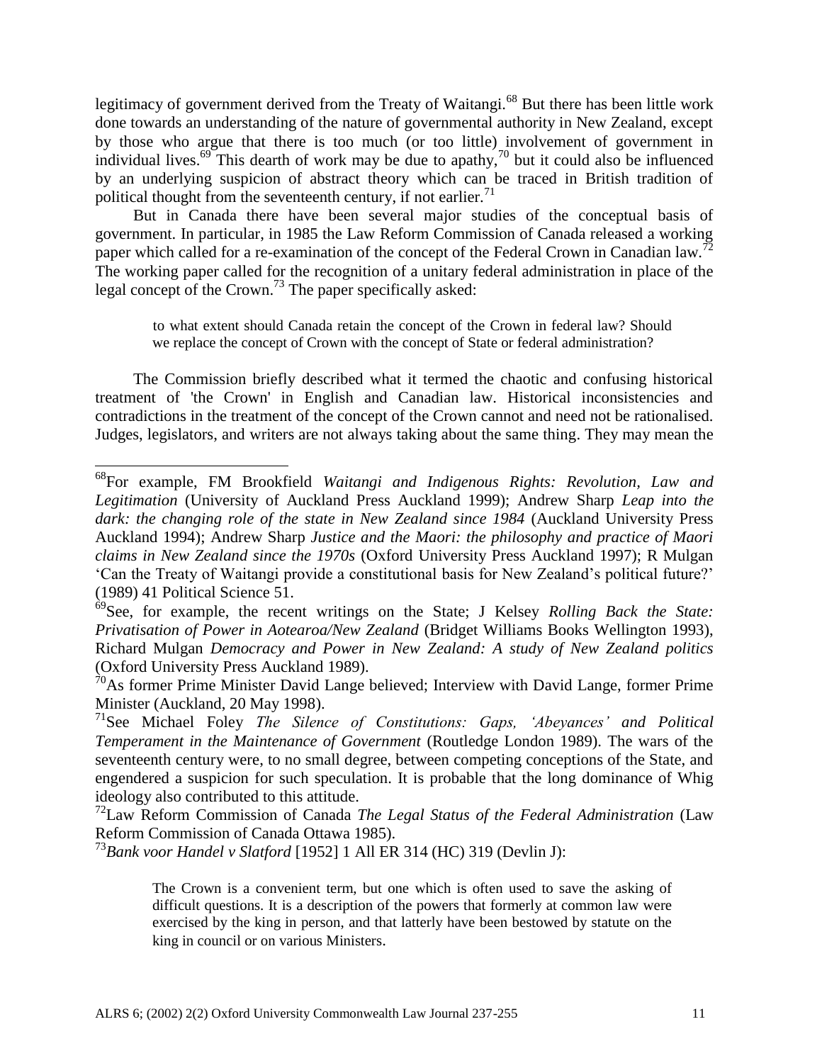legitimacy of government derived from the Treaty of Waitangi.[68] But there has been little work done towards an understanding of the nature of governmental authority in New Zealand, except by those who argue that there is too much (or too little) involvement of government in individual lives.[69] This dearth of work may be due to apathy,[70] but it could also be influenced by an underlying suspicion of abstract theory which can be traced in British tradition of political thought from the seventeenth century, if not earlier.[71]

But in Canada there have been several major studies of the conceptual basis of government. In particular, in 1985 the Law Reform Commission of Canada released a working paper which called for a re-examination of the concept of the Federal Crown in Canadian law.[72] The working paper called for the recognition of a unitary federal administration in place of the legal concept of the Crown.[73] The paper specifically asked:

> to what extent should Canada retain the concept of the Crown in federal law? Should we replace the concept of Crown with the concept of State or federal administration?

The Commission briefly described what it termed the chaotic and confusing historical treatment of 'the Crown' in English and Canadian law. Historical inconsistencies and contradictions in the treatment of the concept of the Crown cannot and need not be rationalised. Judges, legislators, and writers are not always taking about the same thing. They may mean the

---

[68] For example, FM Brookfield *Waitangi and Indigenous Rights: Revolution, Law and Legitimation* (University of Auckland Press Auckland 1999); Andrew Sharp *Leap into the dark: the changing role of the state in New Zealand since 1984* (Auckland University Press Auckland 1994); Andrew Sharp *Justice and the Maori: the philosophy and practice of Maori claims in New Zealand since the 1970s* (Oxford University Press Auckland 1997); R Mulgan 'Can the Treaty of Waitangi provide a constitutional basis for New Zealand's political future?' (1989) 41 Political Science 51.

[69] See, for example, the recent writings on the State; J Kelsey *Rolling Back the State: Privatisation of Power in Aotearoa/New Zealand* (Bridget Williams Books Wellington 1993), Richard Mulgan *Democracy and Power in New Zealand: A study of New Zealand politics* (Oxford University Press Auckland 1989).

[70] As former Prime Minister David Lange believed; Interview with David Lange, former Prime Minister (Auckland, 20 May 1998).

[71] See Michael Foley *The Silence of Constitutions: Gaps, 'Abeyances' and Political Temperament in the Maintenance of Government* (Routledge London 1989). The wars of the seventeenth century were, to no small degree, between competing conceptions of the State, and engendered a suspicion for such speculation. It is probable that the long dominance of Whig ideology also contributed to this attitude.

[72] Law Reform Commission of Canada *The Legal Status of the Federal Administration* (Law Reform Commission of Canada Ottawa 1985).

[73] *Bank voor Handel v Slatford* [1952] 1 All ER 314 (HC) 319 (Devlin J):

> The Crown is a convenient term, but one which is often used to save the asking of difficult questions. It is a description of the powers that formerly at common law were exercised by the king in person, and that latterly have been bestowed by statute on the king in council or on various Ministers.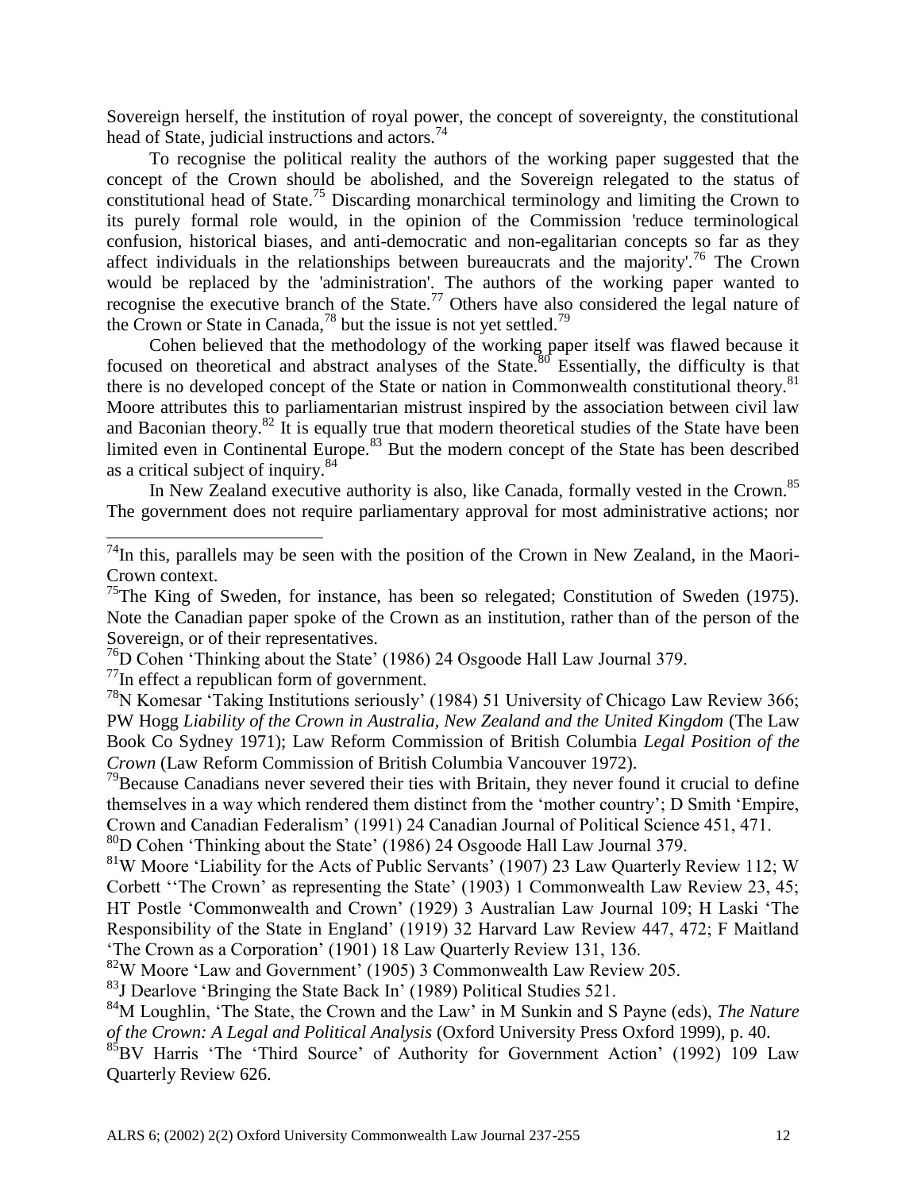Sovereign herself, the institution of royal power, the concept of sovereignty, the constitutional head of State, judicial instructions and actors.[74]

To recognise the political reality the authors of the working paper suggested that the concept of the Crown should be abolished, and the Sovereign relegated to the status of constitutional head of State.[75] Discarding monarchical terminology and limiting the Crown to its purely formal role would, in the opinion of the Commission 'reduce terminological confusion, historical biases, and anti-democratic and non-egalitarian concepts so far as they affect individuals in the relationships between bureaucrats and the majority'.[76] The Crown would be replaced by the 'administration'. The authors of the working paper wanted to recognise the executive branch of the State.[77] Others have also considered the legal nature of the Crown or State in Canada,[78] but the issue is not yet settled.[79]

Cohen believed that the methodology of the working paper itself was flawed because it focused on theoretical and abstract analyses of the State.[80] Essentially, the difficulty is that there is no developed concept of the State or nation in Commonwealth constitutional theory.[81] Moore attributes this to parliamentarian mistrust inspired by the association between civil law and Baconian theory.[82] It is equally true that modern theoretical studies of the State have been limited even in Continental Europe.[83] But the modern concept of the State has been described as a critical subject of inquiry.[84]

In New Zealand executive authority is also, like Canada, formally vested in the Crown.[85] The government does not require parliamentary approval for most administrative actions; nor

---

[74]In this, parallels may be seen with the position of the Crown in New Zealand, in the Maori-Crown context.

[75]The King of Sweden, for instance, has been so relegated; Constitution of Sweden (1975). Note the Canadian paper spoke of the Crown as an institution, rather than of the person of the Sovereign, or of their representatives.

[76]D Cohen 'Thinking about the State' (1986) 24 Osgoode Hall Law Journal 379.

[77]In effect a republican form of government.

[78]N Komesar 'Taking Institutions seriously' (1984) 51 University of Chicago Law Review 366; PW Hogg *Liability of the Crown in Australia, New Zealand and the United Kingdom* (The Law Book Co Sydney 1971); Law Reform Commission of British Columbia *Legal Position of the Crown* (Law Reform Commission of British Columbia Vancouver 1972).

[79]Because Canadians never severed their ties with Britain, they never found it crucial to define themselves in a way which rendered them distinct from the 'mother country'; D Smith 'Empire, Crown and Canadian Federalism' (1991) 24 Canadian Journal of Political Science 451, 471.

[80]D Cohen 'Thinking about the State' (1986) 24 Osgoode Hall Law Journal 379.

[81]W Moore 'Liability for the Acts of Public Servants' (1907) 23 Law Quarterly Review 112; W Corbett ''The Crown' as representing the State' (1903) 1 Commonwealth Law Review 23, 45; HT Postle 'Commonwealth and Crown' (1929) 3 Australian Law Journal 109; H Laski 'The Responsibility of the State in England' (1919) 32 Harvard Law Review 447, 472; F Maitland 'The Crown as a Corporation' (1901) 18 Law Quarterly Review 131, 136.

[82]W Moore 'Law and Government' (1905) 3 Commonwealth Law Review 205.

[83]J Dearlove 'Bringing the State Back In' (1989) Political Studies 521.

[84]M Loughlin, 'The State, the Crown and the Law' in M Sunkin and S Payne (eds), *The Nature of the Crown: A Legal and Political Analysis* (Oxford University Press Oxford 1999), p. 40.

[85]BV Harris 'The 'Third Source' of Authority for Government Action' (1992) 109 Law Quarterly Review 626.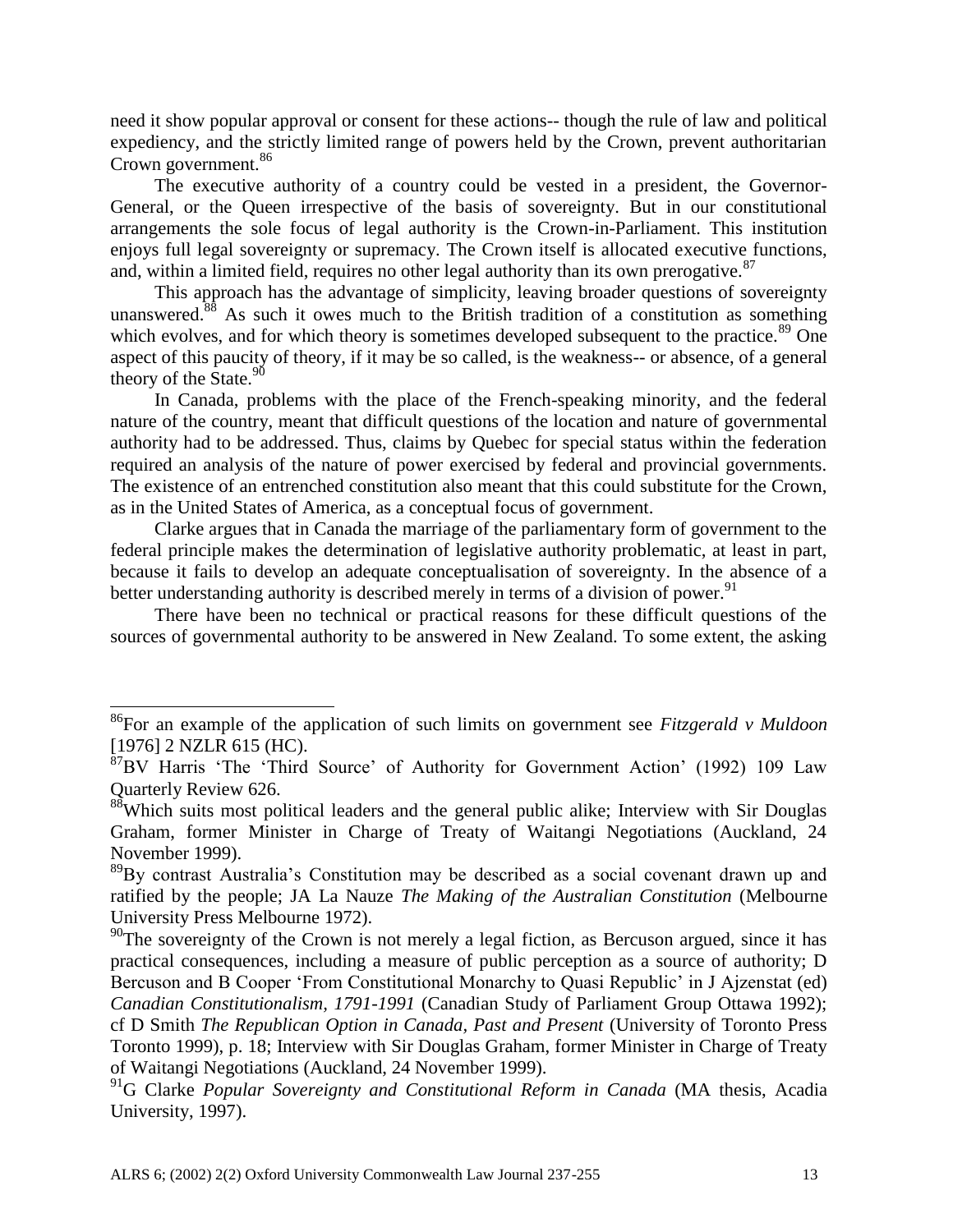need it show popular approval or consent for these actions-- though the rule of law and political expediency, and the strictly limited range of powers held by the Crown, prevent authoritarian Crown government.[86]

The executive authority of a country could be vested in a president, the Governor-General, or the Queen irrespective of the basis of sovereignty. But in our constitutional arrangements the sole focus of legal authority is the Crown-in-Parliament. This institution enjoys full legal sovereignty or supremacy. The Crown itself is allocated executive functions, and, within a limited field, requires no other legal authority than its own prerogative.[87]

This approach has the advantage of simplicity, leaving broader questions of sovereignty unanswered.[88] As such it owes much to the British tradition of a constitution as something which evolves, and for which theory is sometimes developed subsequent to the practice.[89] One aspect of this paucity of theory, if it may be so called, is the weakness-- or absence, of a general theory of the State.[90]

In Canada, problems with the place of the French-speaking minority, and the federal nature of the country, meant that difficult questions of the location and nature of governmental authority had to be addressed. Thus, claims by Quebec for special status within the federation required an analysis of the nature of power exercised by federal and provincial governments. The existence of an entrenched constitution also meant that this could substitute for the Crown, as in the United States of America, as a conceptual focus of government.

Clarke argues that in Canada the marriage of the parliamentary form of government to the federal principle makes the determination of legislative authority problematic, at least in part, because it fails to develop an adequate conceptualisation of sovereignty. In the absence of a better understanding authority is described merely in terms of a division of power.[91]

There have been no technical or practical reasons for these difficult questions of the sources of governmental authority to be answered in New Zealand. To some extent, the asking

---

[86] For an example of the application of such limits on government see *Fitzgerald v Muldoon* [1976] 2 NZLR 615 (HC).

[87] BV Harris 'The 'Third Source' of Authority for Government Action' (1992) 109 Law Quarterly Review 626.

[88] Which suits most political leaders and the general public alike; Interview with Sir Douglas Graham, former Minister in Charge of Treaty of Waitangi Negotiations (Auckland, 24 November 1999).

[89] By contrast Australia's Constitution may be described as a social covenant drawn up and ratified by the people; JA La Nauze *The Making of the Australian Constitution* (Melbourne University Press Melbourne 1972).

[90] The sovereignty of the Crown is not merely a legal fiction, as Bercuson argued, since it has practical consequences, including a measure of public perception as a source of authority; D Bercuson and B Cooper 'From Constitutional Monarchy to Quasi Republic' in J Ajzenstat (ed) *Canadian Constitutionalism, 1791-1991* (Canadian Study of Parliament Group Ottawa 1992); cf D Smith *The Republican Option in Canada, Past and Present* (University of Toronto Press Toronto 1999), p. 18; Interview with Sir Douglas Graham, former Minister in Charge of Treaty of Waitangi Negotiations (Auckland, 24 November 1999).

[91] G Clarke *Popular Sovereignty and Constitutional Reform in Canada* (MA thesis, Acadia University, 1997).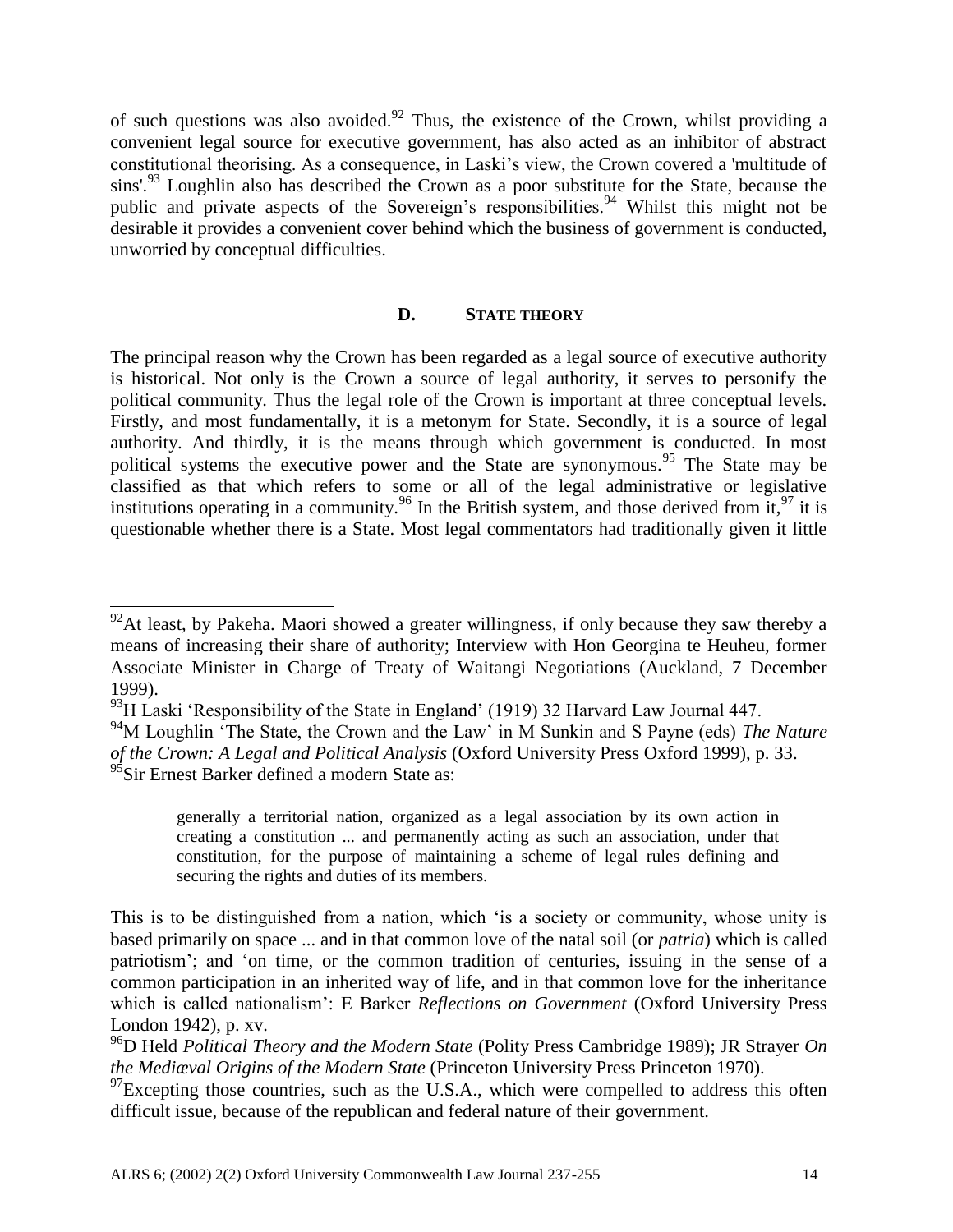of such questions was also avoided.[92] Thus, the existence of the Crown, whilst providing a convenient legal source for executive government, has also acted as an inhibitor of abstract constitutional theorising. As a consequence, in Laski's view, the Crown covered a 'multitude of sins'.[93] Loughlin also has described the Crown as a poor substitute for the State, because the public and private aspects of the Sovereign's responsibilities.[94] Whilst this might not be desirable it provides a convenient cover behind which the business of government is conducted, unworried by conceptual difficulties.

### D. STATE THEORY

The principal reason why the Crown has been regarded as a legal source of executive authority is historical. Not only is the Crown a source of legal authority, it serves to personify the political community. Thus the legal role of the Crown is important at three conceptual levels. Firstly, and most fundamentally, it is a metonym for State. Secondly, it is a source of legal authority. And thirdly, it is the means through which government is conducted. In most political systems the executive power and the State are synonymous.[95] The State may be classified as that which refers to some or all of the legal administrative or legislative institutions operating in a community.[96] In the British system, and those derived from it,[97] it is questionable whether there is a State. Most legal commentators had traditionally given it little

---

[92] At least, by Pakeha. Maori showed a greater willingness, if only because they saw thereby a means of increasing their share of authority; Interview with Hon Georgina te Heuheu, former Associate Minister in Charge of Treaty of Waitangi Negotiations (Auckland, 7 December 1999).

[93] H Laski 'Responsibility of the State in England' (1919) 32 Harvard Law Journal 447.

[94] M Loughlin 'The State, the Crown and the Law' in M Sunkin and S Payne (eds) *The Nature of the Crown: A Legal and Political Analysis* (Oxford University Press Oxford 1999), p. 33.

[95] Sir Ernest Barker defined a modern State as:

> generally a territorial nation, organized as a legal association by its own action in creating a constitution ... and permanently acting as such an association, under that constitution, for the purpose of maintaining a scheme of legal rules defining and securing the rights and duties of its members.

This is to be distinguished from a nation, which 'is a society or community, whose unity is based primarily on space ... and in that common love of the natal soil (or *patria*) which is called patriotism'; and 'on time, or the common tradition of centuries, issuing in the sense of a common participation in an inherited way of life, and in that common love for the inheritance which is called nationalism': E Barker *Reflections on Government* (Oxford University Press London 1942), p. xv.

[96] D Held *Political Theory and the Modern State* (Polity Press Cambridge 1989); JR Strayer *On the Mediæval Origins of the Modern State* (Princeton University Press Princeton 1970).

[97] Excepting those countries, such as the U.S.A., which were compelled to address this often difficult issue, because of the republican and federal nature of their government.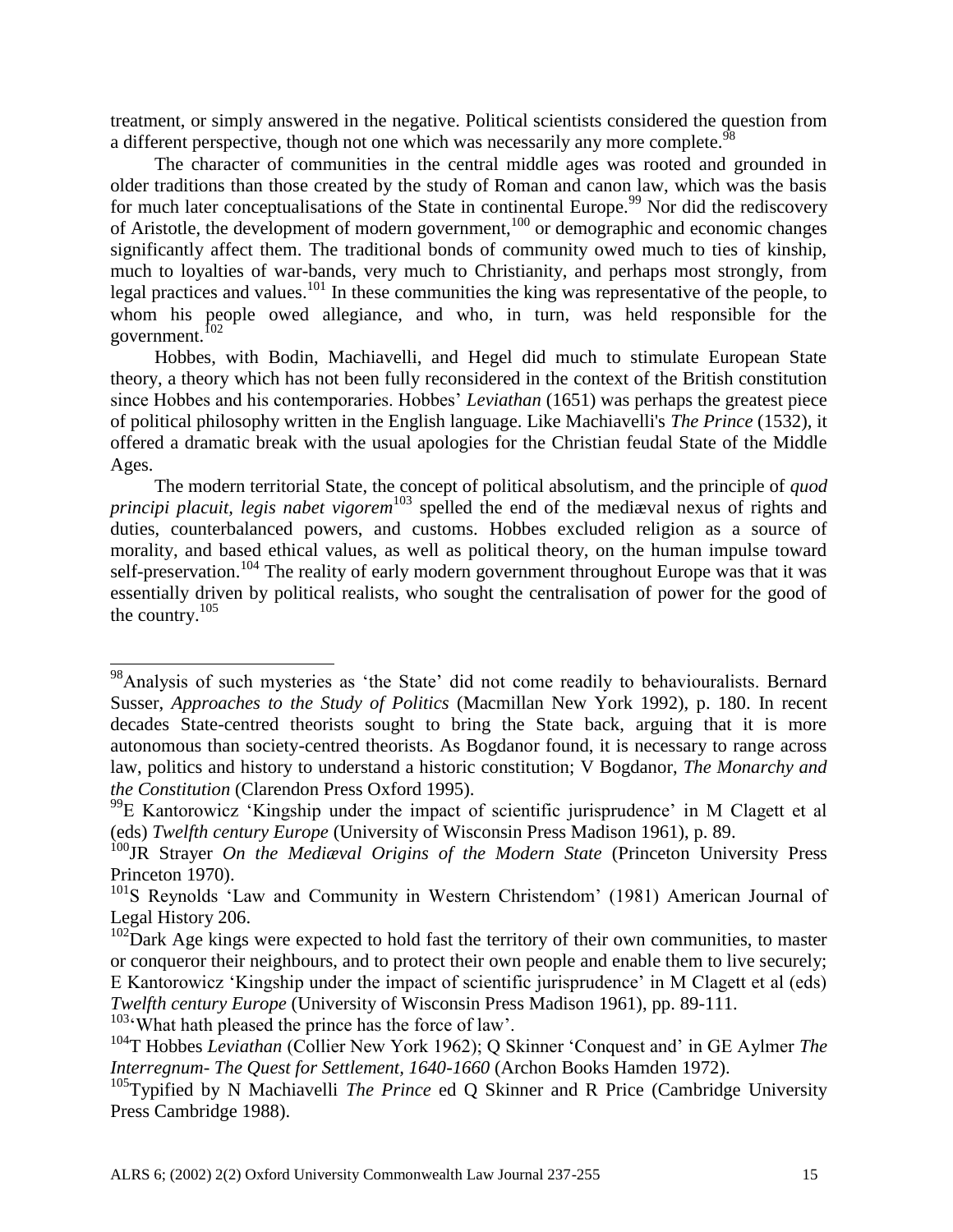treatment, or simply answered in the negative. Political scientists considered the question from a different perspective, though not one which was necessarily any more complete.[98]

The character of communities in the central middle ages was rooted and grounded in older traditions than those created by the study of Roman and canon law, which was the basis for much later conceptualisations of the State in continental Europe.[99] Nor did the rediscovery of Aristotle, the development of modern government,[100] or demographic and economic changes significantly affect them. The traditional bonds of community owed much to ties of kinship, much to loyalties of war-bands, very much to Christianity, and perhaps most strongly, from legal practices and values.[101] In these communities the king was representative of the people, to whom his people owed allegiance, and who, in turn, was held responsible for the government.[102]

Hobbes, with Bodin, Machiavelli, and Hegel did much to stimulate European State theory, a theory which has not been fully reconsidered in the context of the British constitution since Hobbes and his contemporaries. Hobbes' *Leviathan* (1651) was perhaps the greatest piece of political philosophy written in the English language. Like Machiavelli's *The Prince* (1532), it offered a dramatic break with the usual apologies for the Christian feudal State of the Middle Ages.

The modern territorial State, the concept of political absolutism, and the principle of *quod principi placuit, legis nabet vigorem*[103] spelled the end of the mediæval nexus of rights and duties, counterbalanced powers, and customs. Hobbes excluded religion as a source of morality, and based ethical values, as well as political theory, on the human impulse toward self-preservation.[104] The reality of early modern government throughout Europe was that it was essentially driven by political realists, who sought the centralisation of power for the good of the country.[105]

---

[98] Analysis of such mysteries as 'the State' did not come readily to behaviouralists. Bernard Susser, *Approaches to the Study of Politics* (Macmillan New York 1992), p. 180. In recent decades State-centred theorists sought to bring the State back, arguing that it is more autonomous than society-centred theorists. As Bogdanor found, it is necessary to range across law, politics and history to understand a historic constitution; V Bogdanor, *The Monarchy and the Constitution* (Clarendon Press Oxford 1995).

[99] E Kantorowicz 'Kingship under the impact of scientific jurisprudence' in M Clagett et al (eds) *Twelfth century Europe* (University of Wisconsin Press Madison 1961), p. 89.

[100] JR Strayer *On the Mediæval Origins of the Modern State* (Princeton University Press Princeton 1970).

[101] S Reynolds 'Law and Community in Western Christendom' (1981) American Journal of Legal History 206.

[102] Dark Age kings were expected to hold fast the territory of their own communities, to master or conqueror their neighbours, and to protect their own people and enable them to live securely; E Kantorowicz 'Kingship under the impact of scientific jurisprudence' in M Clagett et al (eds) *Twelfth century Europe* (University of Wisconsin Press Madison 1961), pp. 89-111.

[103] 'What hath pleased the prince has the force of law'.

[104] T Hobbes *Leviathan* (Collier New York 1962); Q Skinner 'Conquest and' in GE Aylmer *The Interregnum- The Quest for Settlement, 1640-1660* (Archon Books Hamden 1972).

[105] Typified by N Machiavelli *The Prince* ed Q Skinner and R Price (Cambridge University Press Cambridge 1988).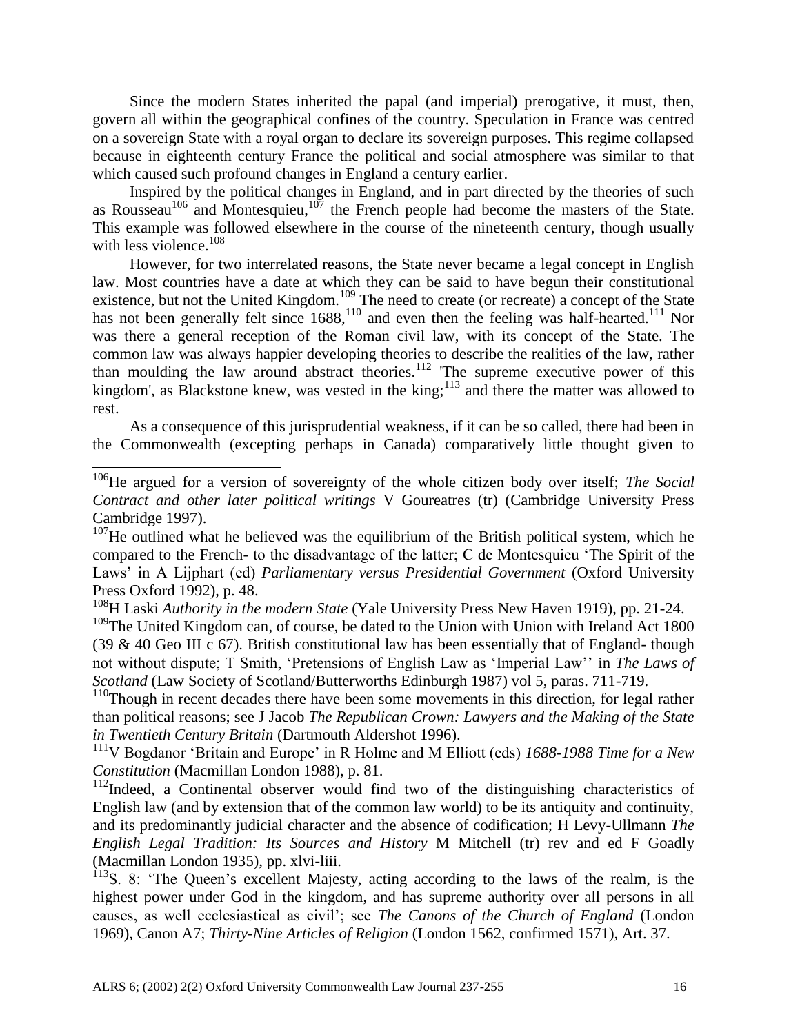Since the modern States inherited the papal (and imperial) prerogative, it must, then, govern all within the geographical confines of the country. Speculation in France was centred on a sovereign State with a royal organ to declare its sovereign purposes. This regime collapsed because in eighteenth century France the political and social atmosphere was similar to that which caused such profound changes in England a century earlier.

Inspired by the political changes in England, and in part directed by the theories of such as Rousseau[106] and Montesquieu,[107] the French people had become the masters of the State. This example was followed elsewhere in the course of the nineteenth century, though usually with less violence.[108]

However, for two interrelated reasons, the State never became a legal concept in English law. Most countries have a date at which they can be said to have begun their constitutional existence, but not the United Kingdom.[109] The need to create (or recreate) a concept of the State has not been generally felt since 1688,[110] and even then the feeling was half-hearted.[111] Nor was there a general reception of the Roman civil law, with its concept of the State. The common law was always happier developing theories to describe the realities of the law, rather than moulding the law around abstract theories.[112] 'The supreme executive power of this kingdom', as Blackstone knew, was vested in the king;[113] and there the matter was allowed to rest.

As a consequence of this jurisprudential weakness, if it can be so called, there had been in the Commonwealth (excepting perhaps in Canada) comparatively little thought given to

---

[106]He argued for a version of sovereignty of the whole citizen body over itself; *The Social Contract and other later political writings* V Goureatres (tr) (Cambridge University Press Cambridge 1997).

[107]He outlined what he believed was the equilibrium of the British political system, which he compared to the French- to the disadvantage of the latter; C de Montesquieu 'The Spirit of the Laws' in A Lijphart (ed) *Parliamentary versus Presidential Government* (Oxford University Press Oxford 1992), p. 48.

[108]H Laski *Authority in the modern State* (Yale University Press New Haven 1919), pp. 21-24.

[109]The United Kingdom can, of course, be dated to the Union with Union with Ireland Act 1800 (39 & 40 Geo III c 67). British constitutional law has been essentially that of England- though not without dispute; T Smith, 'Pretensions of English Law as 'Imperial Law'' in *The Laws of Scotland* (Law Society of Scotland/Butterworths Edinburgh 1987) vol 5, paras. 711-719.

[110]Though in recent decades there have been some movements in this direction, for legal rather than political reasons; see J Jacob *The Republican Crown: Lawyers and the Making of the State in Twentieth Century Britain* (Dartmouth Aldershot 1996).

[111]V Bogdanor 'Britain and Europe' in R Holme and M Elliott (eds) *1688-1988 Time for a New Constitution* (Macmillan London 1988), p. 81.

[112]Indeed, a Continental observer would find two of the distinguishing characteristics of English law (and by extension that of the common law world) to be its antiquity and continuity, and its predominantly judicial character and the absence of codification; H Levy-Ullmann *The English Legal Tradition: Its Sources and History* M Mitchell (tr) rev and ed F Goadly (Macmillan London 1935), pp. xlvi-liii.

[113]S. 8: 'The Queen's excellent Majesty, acting according to the laws of the realm, is the highest power under God in the kingdom, and has supreme authority over all persons in all causes, as well ecclesiastical as civil'; see *The Canons of the Church of England* (London 1969), Canon A7; *Thirty-Nine Articles of Religion* (London 1562, confirmed 1571), Art. 37.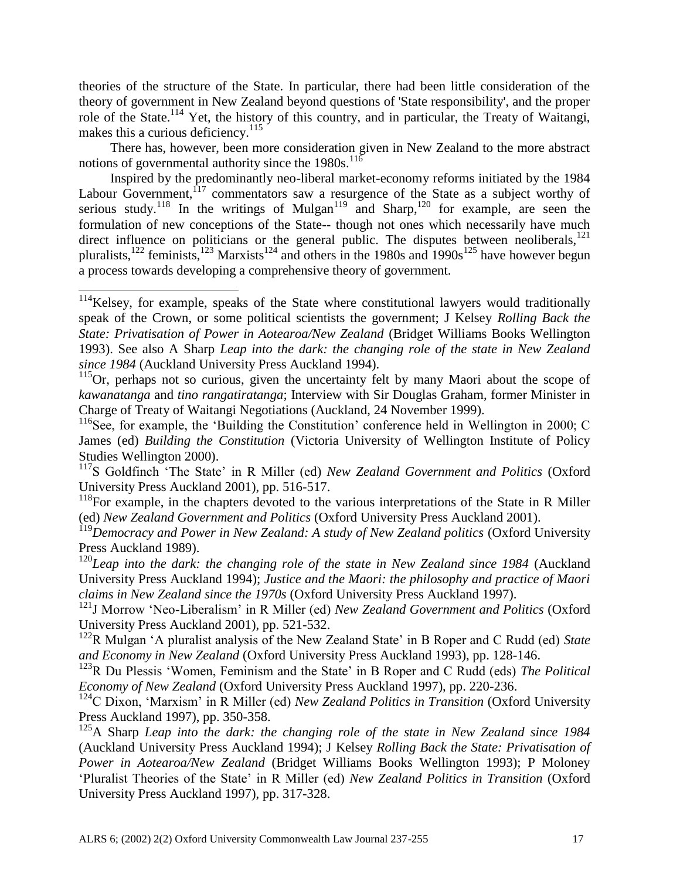theories of the structure of the State. In particular, there had been little consideration of the theory of government in New Zealand beyond questions of 'State responsibility', and the proper role of the State.[114] Yet, the history of this country, and in particular, the Treaty of Waitangi, makes this a curious deficiency.[115]

There has, however, been more consideration given in New Zealand to the more abstract notions of governmental authority since the 1980s.[116]

Inspired by the predominantly neo-liberal market-economy reforms initiated by the 1984 Labour Government,[117] commentators saw a resurgence of the State as a subject worthy of serious study.[118] In the writings of Mulgan[119] and Sharp,[120] for example, are seen the formulation of new conceptions of the State-- though not ones which necessarily have much direct influence on politicians or the general public. The disputes between neoliberals,[121] pluralists,[122] feminists,[123] Marxists[124] and others in the 1980s and 1990s[125] have however begun a process towards developing a comprehensive theory of government.

---

[114]Kelsey, for example, speaks of the State where constitutional lawyers would traditionally speak of the Crown, or some political scientists the government; J Kelsey *Rolling Back the State: Privatisation of Power in Aotearoa/New Zealand* (Bridget Williams Books Wellington 1993). See also A Sharp *Leap into the dark: the changing role of the state in New Zealand since 1984* (Auckland University Press Auckland 1994).

[115]Or, perhaps not so curious, given the uncertainty felt by many Maori about the scope of *kawanatanga* and *tino rangatiratanga*; Interview with Sir Douglas Graham, former Minister in Charge of Treaty of Waitangi Negotiations (Auckland, 24 November 1999).

[116]See, for example, the 'Building the Constitution' conference held in Wellington in 2000; C James (ed) *Building the Constitution* (Victoria University of Wellington Institute of Policy Studies Wellington 2000).

[117]S Goldfinch 'The State' in R Miller (ed) *New Zealand Government and Politics* (Oxford University Press Auckland 2001), pp. 516-517.

[118]For example, in the chapters devoted to the various interpretations of the State in R Miller (ed) *New Zealand Government and Politics* (Oxford University Press Auckland 2001).

[119]*Democracy and Power in New Zealand: A study of New Zealand politics* (Oxford University Press Auckland 1989).

[120]*Leap into the dark: the changing role of the state in New Zealand since 1984* (Auckland University Press Auckland 1994); *Justice and the Maori: the philosophy and practice of Maori claims in New Zealand since the 1970s* (Oxford University Press Auckland 1997).

[121]J Morrow 'Neo-Liberalism' in R Miller (ed) *New Zealand Government and Politics* (Oxford University Press Auckland 2001), pp. 521-532.

[122]R Mulgan 'A pluralist analysis of the New Zealand State' in B Roper and C Rudd (ed) *State and Economy in New Zealand* (Oxford University Press Auckland 1993), pp. 128-146.

[123]R Du Plessis 'Women, Feminism and the State' in B Roper and C Rudd (eds) *The Political Economy of New Zealand* (Oxford University Press Auckland 1997), pp. 220-236.

[124]C Dixon, 'Marxism' in R Miller (ed) *New Zealand Politics in Transition* (Oxford University Press Auckland 1997), pp. 350-358.

[125]A Sharp *Leap into the dark: the changing role of the state in New Zealand since 1984* (Auckland University Press Auckland 1994); J Kelsey *Rolling Back the State: Privatisation of Power in Aotearoa/New Zealand* (Bridget Williams Books Wellington 1993); P Moloney 'Pluralist Theories of the State' in R Miller (ed) *New Zealand Politics in Transition* (Oxford University Press Auckland 1997), pp. 317-328.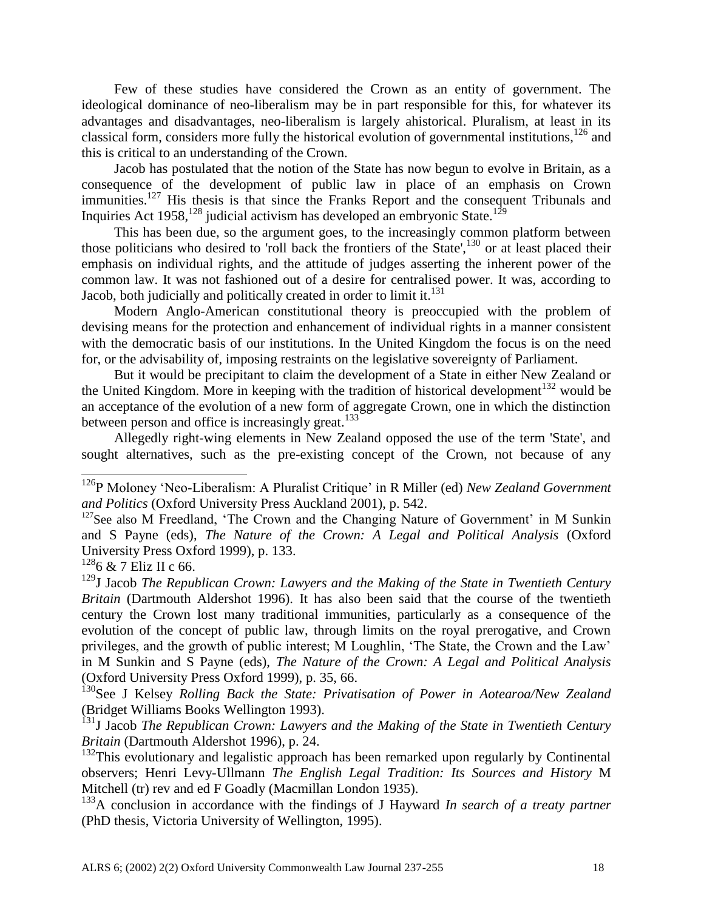Few of these studies have considered the Crown as an entity of government. The ideological dominance of neo-liberalism may be in part responsible for this, for whatever its advantages and disadvantages, neo-liberalism is largely ahistorical. Pluralism, at least in its classical form, considers more fully the historical evolution of governmental institutions,[126] and this is critical to an understanding of the Crown.

Jacob has postulated that the notion of the State has now begun to evolve in Britain, as a consequence of the development of public law in place of an emphasis on Crown immunities.[127] His thesis is that since the Franks Report and the consequent Tribunals and Inquiries Act 1958,[128] judicial activism has developed an embryonic State.[129]

This has been due, so the argument goes, to the increasingly common platform between those politicians who desired to 'roll back the frontiers of the State',[130] or at least placed their emphasis on individual rights, and the attitude of judges asserting the inherent power of the common law. It was not fashioned out of a desire for centralised power. It was, according to Jacob, both judicially and politically created in order to limit it.[131]

Modern Anglo-American constitutional theory is preoccupied with the problem of devising means for the protection and enhancement of individual rights in a manner consistent with the democratic basis of our institutions. In the United Kingdom the focus is on the need for, or the advisability of, imposing restraints on the legislative sovereignty of Parliament.

But it would be precipitant to claim the development of a State in either New Zealand or the United Kingdom. More in keeping with the tradition of historical development[132] would be an acceptance of the evolution of a new form of aggregate Crown, one in which the distinction between person and office is increasingly great.[133]

Allegedly right-wing elements in New Zealand opposed the use of the term 'State', and sought alternatives, such as the pre-existing concept of the Crown, not because of any

---

[126] P Moloney 'Neo-Liberalism: A Pluralist Critique' in R Miller (ed) *New Zealand Government and Politics* (Oxford University Press Auckland 2001), p. 542.

[127] See also M Freedland, 'The Crown and the Changing Nature of Government' in M Sunkin and S Payne (eds), *The Nature of the Crown: A Legal and Political Analysis* (Oxford University Press Oxford 1999), p. 133.

[128] 6 & 7 Eliz II c 66.

[129] J Jacob *The Republican Crown: Lawyers and the Making of the State in Twentieth Century Britain* (Dartmouth Aldershot 1996). It has also been said that the course of the twentieth century the Crown lost many traditional immunities, particularly as a consequence of the evolution of the concept of public law, through limits on the royal prerogative, and Crown privileges, and the growth of public interest; M Loughlin, 'The State, the Crown and the Law' in M Sunkin and S Payne (eds), *The Nature of the Crown: A Legal and Political Analysis* (Oxford University Press Oxford 1999), p. 35, 66.

[130] See J Kelsey *Rolling Back the State: Privatisation of Power in Aotearoa/New Zealand* (Bridget Williams Books Wellington 1993).

[131] J Jacob *The Republican Crown: Lawyers and the Making of the State in Twentieth Century Britain* (Dartmouth Aldershot 1996), p. 24.

[132] This evolutionary and legalistic approach has been remarked upon regularly by Continental observers; Henri Levy-Ullmann *The English Legal Tradition: Its Sources and History* M Mitchell (tr) rev and ed F Goadly (Macmillan London 1935).

[133] A conclusion in accordance with the findings of J Hayward *In search of a treaty partner* (PhD thesis, Victoria University of Wellington, 1995).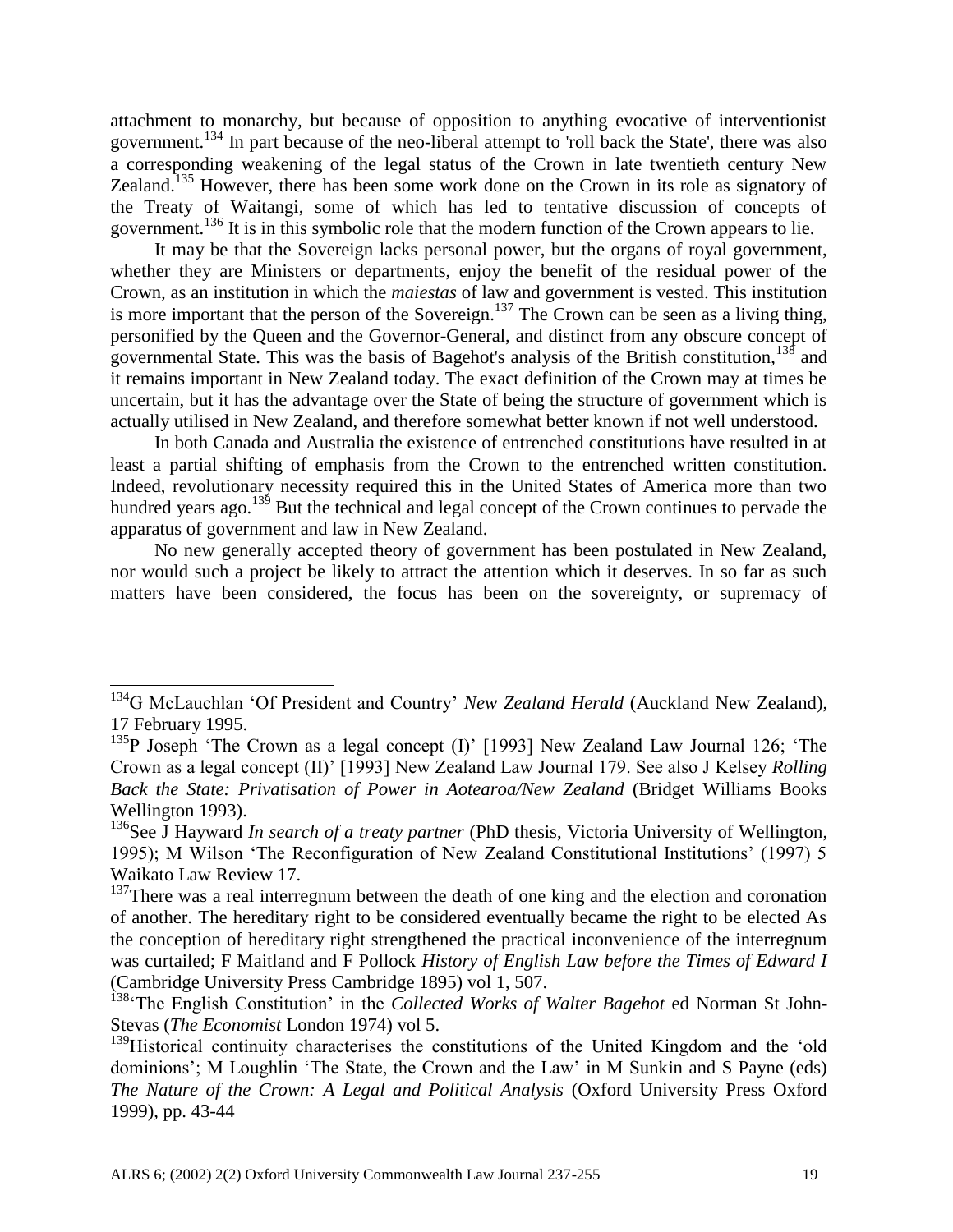attachment to monarchy, but because of opposition to anything evocative of interventionist government.[134] In part because of the neo-liberal attempt to 'roll back the State', there was also a corresponding weakening of the legal status of the Crown in late twentieth century New Zealand.[135] However, there has been some work done on the Crown in its role as signatory of the Treaty of Waitangi, some of which has led to tentative discussion of concepts of government.[136] It is in this symbolic role that the modern function of the Crown appears to lie.

It may be that the Sovereign lacks personal power, but the organs of royal government, whether they are Ministers or departments, enjoy the benefit of the residual power of the Crown, as an institution in which the *maiestas* of law and government is vested. This institution is more important that the person of the Sovereign.[137] The Crown can be seen as a living thing, personified by the Queen and the Governor-General, and distinct from any obscure concept of governmental State. This was the basis of Bagehot's analysis of the British constitution,[138] and it remains important in New Zealand today. The exact definition of the Crown may at times be uncertain, but it has the advantage over the State of being the structure of government which is actually utilised in New Zealand, and therefore somewhat better known if not well understood.

In both Canada and Australia the existence of entrenched constitutions have resulted in at least a partial shifting of emphasis from the Crown to the entrenched written constitution. Indeed, revolutionary necessity required this in the United States of America more than two hundred years ago.[139] But the technical and legal concept of the Crown continues to pervade the apparatus of government and law in New Zealand.

No new generally accepted theory of government has been postulated in New Zealand, nor would such a project be likely to attract the attention which it deserves. In so far as such matters have been considered, the focus has been on the sovereignty, or supremacy of

---

[134] G McLauchlan 'Of President and Country' *New Zealand Herald* (Auckland New Zealand), 17 February 1995.

[135] P Joseph 'The Crown as a legal concept (I)' [1993] New Zealand Law Journal 126; 'The Crown as a legal concept (II)' [1993] New Zealand Law Journal 179. See also J Kelsey *Rolling Back the State: Privatisation of Power in Aotearoa/New Zealand* (Bridget Williams Books Wellington 1993).

[136] See J Hayward *In search of a treaty partner* (PhD thesis, Victoria University of Wellington, 1995); M Wilson 'The Reconfiguration of New Zealand Constitutional Institutions' (1997) 5 Waikato Law Review 17.

[137] There was a real interregnum between the death of one king and the election and coronation of another. The hereditary right to be considered eventually became the right to be elected As the conception of hereditary right strengthened the practical inconvenience of the interregnum was curtailed; F Maitland and F Pollock *History of English Law before the Times of Edward I* (Cambridge University Press Cambridge 1895) vol 1, 507.

[138] 'The English Constitution' in the *Collected Works of Walter Bagehot* ed Norman St John-Stevas (*The Economist* London 1974) vol 5.

[139] Historical continuity characterises the constitutions of the United Kingdom and the 'old dominions'; M Loughlin 'The State, the Crown and the Law' in M Sunkin and S Payne (eds) *The Nature of the Crown: A Legal and Political Analysis* (Oxford University Press Oxford 1999), pp. 43-44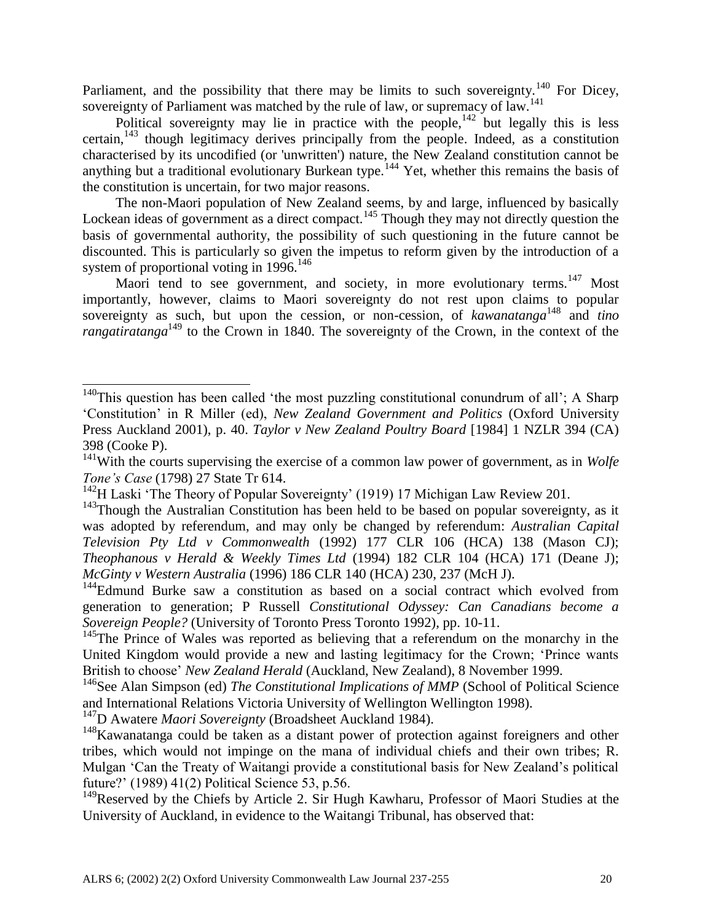Parliament, and the possibility that there may be limits to such sovereignty.[140] For Dicey, sovereignty of Parliament was matched by the rule of law, or supremacy of law.[141]

Political sovereignty may lie in practice with the people,[142] but legally this is less certain,[143] though legitimacy derives principally from the people. Indeed, as a constitution characterised by its uncodified (or 'unwritten') nature, the New Zealand constitution cannot be anything but a traditional evolutionary Burkean type.[144] Yet, whether this remains the basis of the constitution is uncertain, for two major reasons.

The non-Maori population of New Zealand seems, by and large, influenced by basically Lockean ideas of government as a direct compact.[145] Though they may not directly question the basis of governmental authority, the possibility of such questioning in the future cannot be discounted. This is particularly so given the impetus to reform given by the introduction of a system of proportional voting in 1996.[146]

Maori tend to see government, and society, in more evolutionary terms.[147] Most importantly, however, claims to Maori sovereignty do not rest upon claims to popular sovereignty as such, but upon the cession, or non-cession, of *kawanatanga*[148] and *tino rangatiratanga*[149] to the Crown in 1840. The sovereignty of the Crown, in the context of the

---

[140] This question has been called 'the most puzzling constitutional conundrum of all'; A Sharp 'Constitution' in R Miller (ed), *New Zealand Government and Politics* (Oxford University Press Auckland 2001), p. 40. *Taylor v New Zealand Poultry Board* [1984] 1 NZLR 394 (CA) 398 (Cooke P).

[141] With the courts supervising the exercise of a common law power of government, as in *Wolfe Tone's Case* (1798) 27 State Tr 614.

[142] H Laski 'The Theory of Popular Sovereignty' (1919) 17 Michigan Law Review 201.

[143] Though the Australian Constitution has been held to be based on popular sovereignty, as it was adopted by referendum, and may only be changed by referendum: *Australian Capital Television Pty Ltd v Commonwealth* (1992) 177 CLR 106 (HCA) 138 (Mason CJ); *Theophanous v Herald & Weekly Times Ltd* (1994) 182 CLR 104 (HCA) 171 (Deane J); *McGinty v Western Australia* (1996) 186 CLR 140 (HCA) 230, 237 (McH J).

[144] Edmund Burke saw a constitution as based on a social contract which evolved from generation to generation; P Russell *Constitutional Odyssey: Can Canadians become a Sovereign People?* (University of Toronto Press Toronto 1992), pp. 10-11.

[145] The Prince of Wales was reported as believing that a referendum on the monarchy in the United Kingdom would provide a new and lasting legitimacy for the Crown; 'Prince wants British to choose' *New Zealand Herald* (Auckland, New Zealand), 8 November 1999.

[146] See Alan Simpson (ed) *The Constitutional Implications of MMP* (School of Political Science and International Relations Victoria University of Wellington Wellington 1998).

[147] D Awatere *Maori Sovereignty* (Broadsheet Auckland 1984).

[148] Kawanatanga could be taken as a distant power of protection against foreigners and other tribes, which would not impinge on the mana of individual chiefs and their own tribes; R. Mulgan 'Can the Treaty of Waitangi provide a constitutional basis for New Zealand's political future?' (1989) 41(2) Political Science 53, p.56.

[149] Reserved by the Chiefs by Article 2. Sir Hugh Kawharu, Professor of Maori Studies at the University of Auckland, in evidence to the Waitangi Tribunal, has observed that: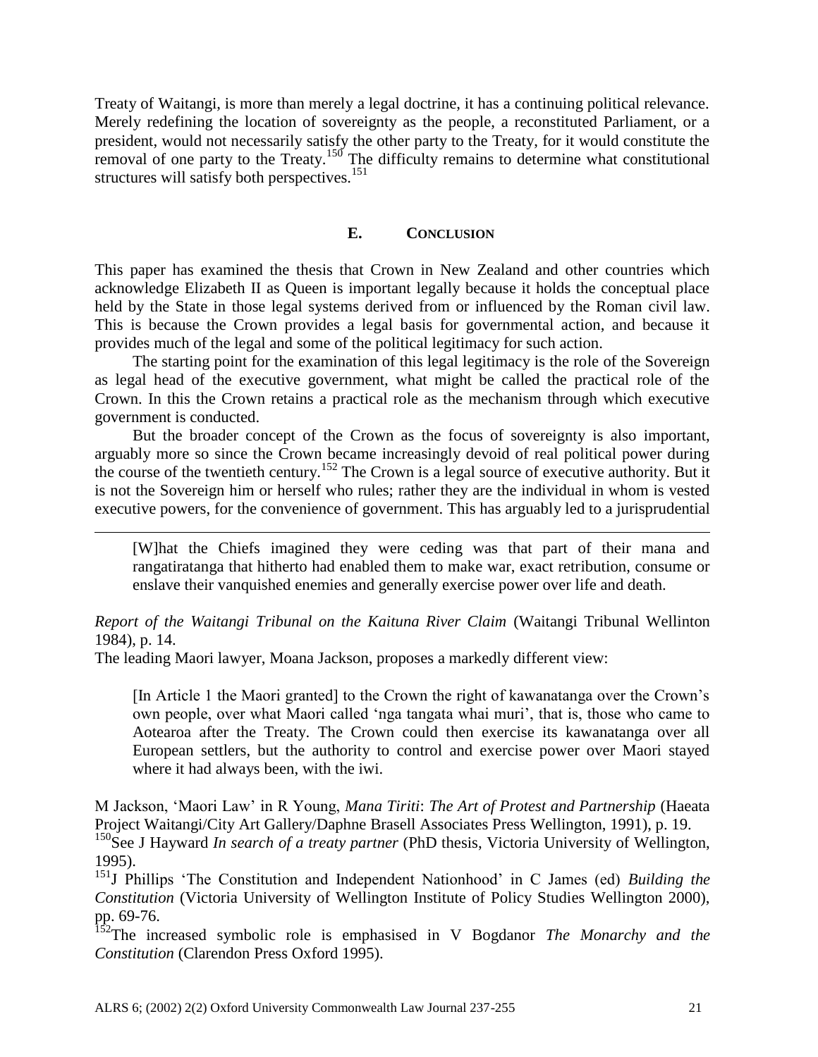Treaty of Waitangi, is more than merely a legal doctrine, it has a continuing political relevance. Merely redefining the location of sovereignty as the people, a reconstituted Parliament, or a president, would not necessarily satisfy the other party to the Treaty, for it would constitute the removal of one party to the Treaty.[150] The difficulty remains to determine what constitutional structures will satisfy both perspectives.[151]

## E. CONCLUSION

This paper has examined the thesis that Crown in New Zealand and other countries which acknowledge Elizabeth II as Queen is important legally because it holds the conceptual place held by the State in those legal systems derived from or influenced by the Roman civil law. This is because the Crown provides a legal basis for governmental action, and because it provides much of the legal and some of the political legitimacy for such action.

The starting point for the examination of this legal legitimacy is the role of the Sovereign as legal head of the executive government, what might be called the practical role of the Crown. In this the Crown retains a practical role as the mechanism through which executive government is conducted.

But the broader concept of the Crown as the focus of sovereignty is also important, arguably more so since the Crown became increasingly devoid of real political power during the course of the twentieth century.[152] The Crown is a legal source of executive authority. But it is not the Sovereign him or herself who rules; rather they are the individual in whom is vested executive powers, for the convenience of government. This has arguably led to a jurisprudential

---

> [W]hat the Chiefs imagined they were ceding was that part of their mana and rangatiratanga that hitherto had enabled them to make war, exact retribution, consume or enslave their vanquished enemies and generally exercise power over life and death.

*Report of the Waitangi Tribunal on the Kaituna River Claim* (Waitangi Tribunal Wellinton 1984), p. 14.

The leading Maori lawyer, Moana Jackson, proposes a markedly different view:

> [In Article 1 the Maori granted] to the Crown the right of kawanatanga over the Crown's own people, over what Maori called 'nga tangata whai muri', that is, those who came to Aotearoa after the Treaty. The Crown could then exercise its kawanatanga over all European settlers, but the authority to control and exercise power over Maori stayed where it had always been, with the iwi.

M Jackson, 'Maori Law' in R Young, *Mana Tiriti*: *The Art of Protest and Partnership* (Haeata Project Waitangi/City Art Gallery/Daphne Brasell Associates Press Wellington, 1991), p. 19.

[150] See J Hayward *In search of a treaty partner* (PhD thesis, Victoria University of Wellington, 1995).

[151] J Phillips 'The Constitution and Independent Nationhood' in C James (ed) *Building the Constitution* (Victoria University of Wellington Institute of Policy Studies Wellington 2000), pp. 69-76.

[152] The increased symbolic role is emphasised in V Bogdanor *The Monarchy and the Constitution* (Clarendon Press Oxford 1995).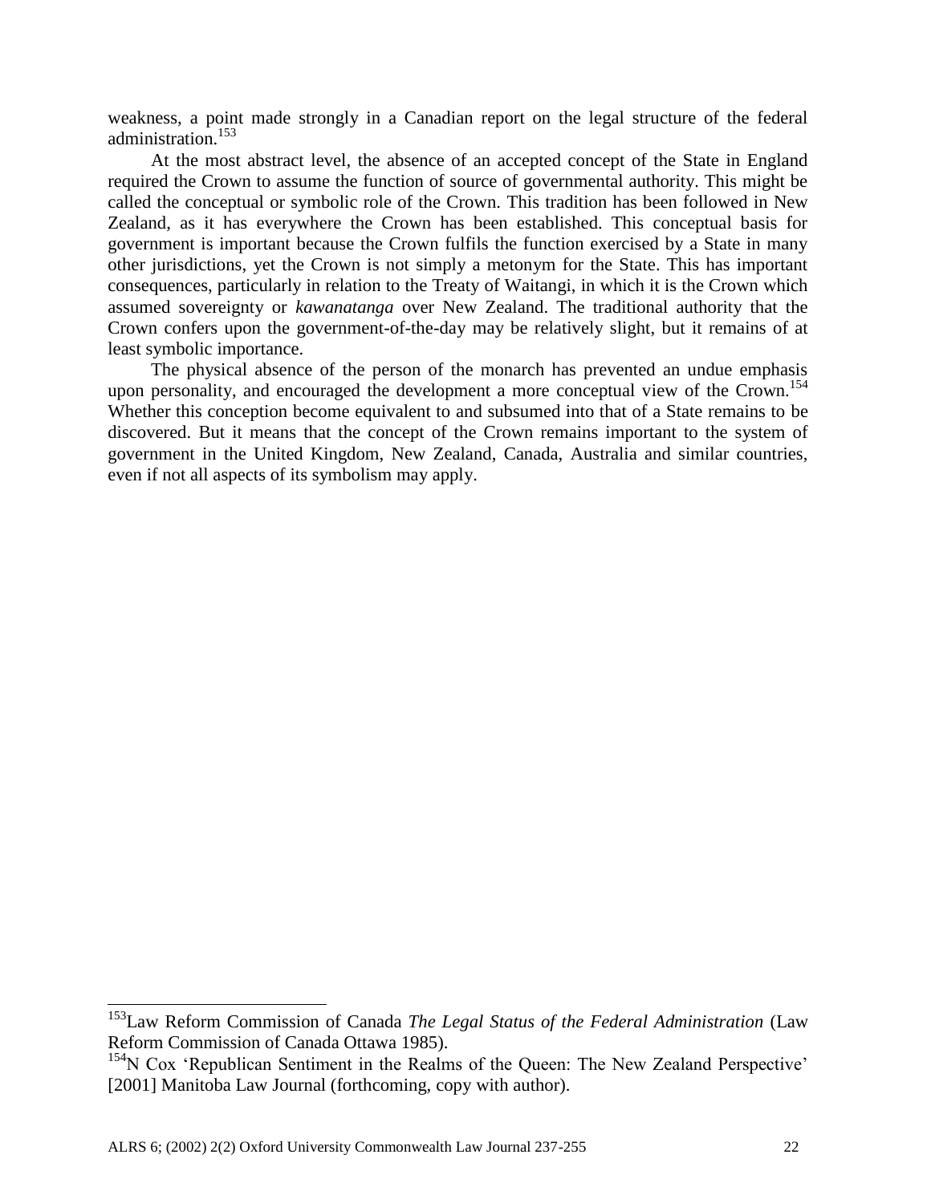weakness, a point made strongly in a Canadian report on the legal structure of the federal administration.[153]

At the most abstract level, the absence of an accepted concept of the State in England required the Crown to assume the function of source of governmental authority. This might be called the conceptual or symbolic role of the Crown. This tradition has been followed in New Zealand, as it has everywhere the Crown has been established. This conceptual basis for government is important because the Crown fulfils the function exercised by a State in many other jurisdictions, yet the Crown is not simply a metonym for the State. This has important consequences, particularly in relation to the Treaty of Waitangi, in which it is the Crown which assumed sovereignty or *kawanatanga* over New Zealand. The traditional authority that the Crown confers upon the government-of-the-day may be relatively slight, but it remains of at least symbolic importance.

The physical absence of the person of the monarch has prevented an undue emphasis upon personality, and encouraged the development a more conceptual view of the Crown.[154] Whether this conception become equivalent to and subsumed into that of a State remains to be discovered. But it means that the concept of the Crown remains important to the system of government in the United Kingdom, New Zealand, Canada, Australia and similar countries, even if not all aspects of its symbolism may apply.

---

[153] Law Reform Commission of Canada *The Legal Status of the Federal Administration* (Law Reform Commission of Canada Ottawa 1985).

[154] N Cox 'Republican Sentiment in the Realms of the Queen: The New Zealand Perspective' [2001] Manitoba Law Journal (forthcoming, copy with author).